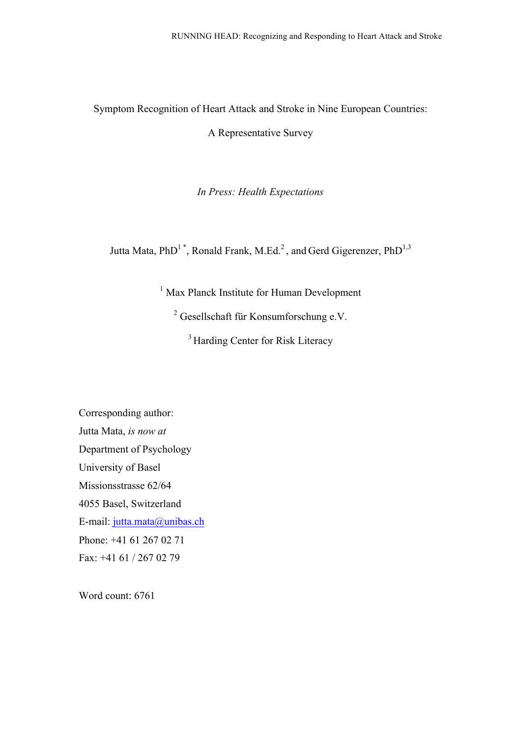# Symptom Recognition of Heart Attack and Stroke in Nine European Countries:

# A Representative Survey

*In Press: Health Expectations*

Jutta Mata, PhD[1 *], Ronald Frank, M.Ed.[2], and Gerd Gigerenzer, PhD[1,3]

[1] Max Planck Institute for Human Development

[2] Gesellschaft für Konsumforschung e.V.

[3] Harding Center for Risk Literacy

Corresponding author:
Jutta Mata, *is now at*
Department of Psychology
University of Basel
Missionsstrasse 62/64
4055 Basel, Switzerland
E-mail: jutta.mata@unibas.ch
Phone: +41 61 267 02 71
Fax: +41 61 / 267 02 79

Word count: 6761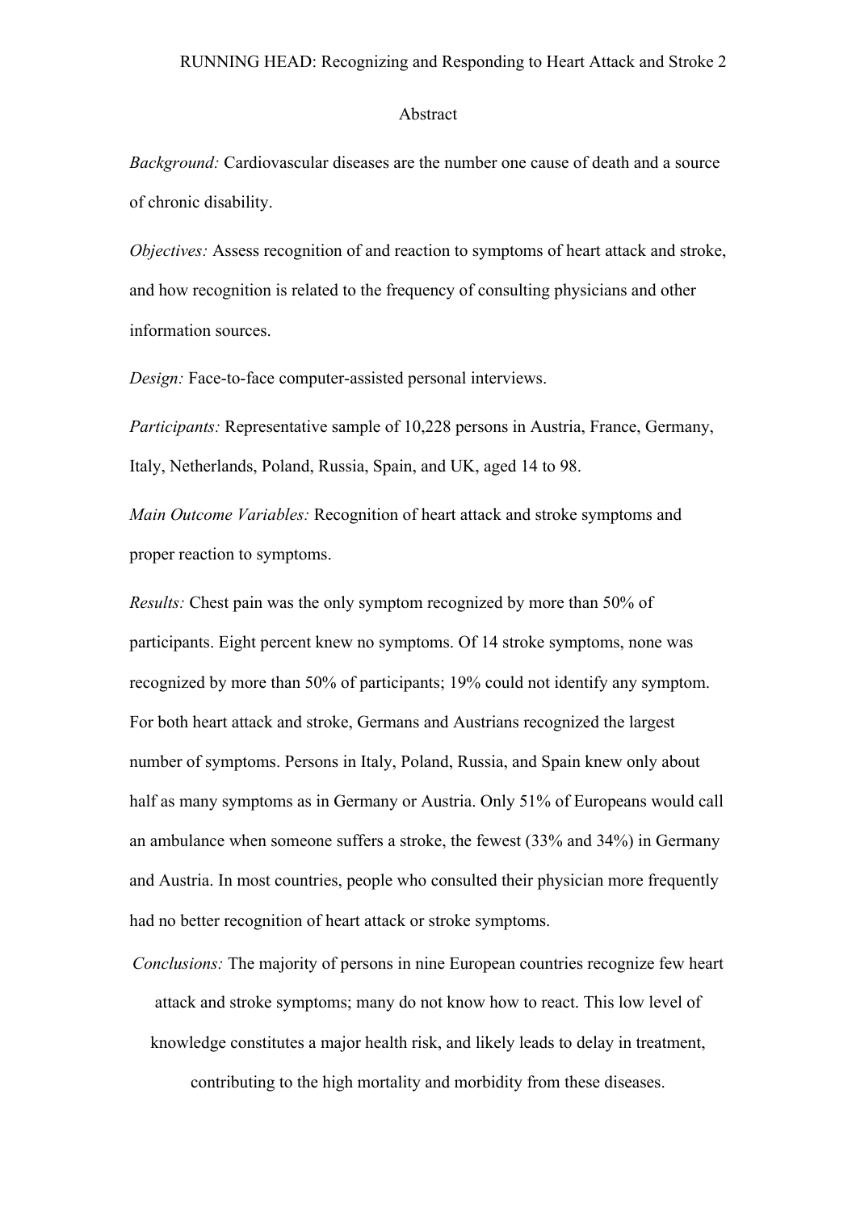## Abstract

*Background:* Cardiovascular diseases are the number one cause of death and a source of chronic disability.

*Objectives:* Assess recognition of and reaction to symptoms of heart attack and stroke, and how recognition is related to the frequency of consulting physicians and other information sources.

*Design:* Face-to-face computer-assisted personal interviews.

*Participants:* Representative sample of 10,228 persons in Austria, France, Germany, Italy, Netherlands, Poland, Russia, Spain, and UK, aged 14 to 98.

*Main Outcome Variables:* Recognition of heart attack and stroke symptoms and proper reaction to symptoms.

*Results:* Chest pain was the only symptom recognized by more than 50% of participants. Eight percent knew no symptoms. Of 14 stroke symptoms, none was recognized by more than 50% of participants; 19% could not identify any symptom. For both heart attack and stroke, Germans and Austrians recognized the largest number of symptoms. Persons in Italy, Poland, Russia, and Spain knew only about half as many symptoms as in Germany or Austria. Only 51% of Europeans would call an ambulance when someone suffers a stroke, the fewest (33% and 34%) in Germany and Austria. In most countries, people who consulted their physician more frequently had no better recognition of heart attack or stroke symptoms.

*Conclusions:* The majority of persons in nine European countries recognize few heart attack and stroke symptoms; many do not know how to react. This low level of knowledge constitutes a major health risk, and likely leads to delay in treatment, contributing to the high mortality and morbidity from these diseases.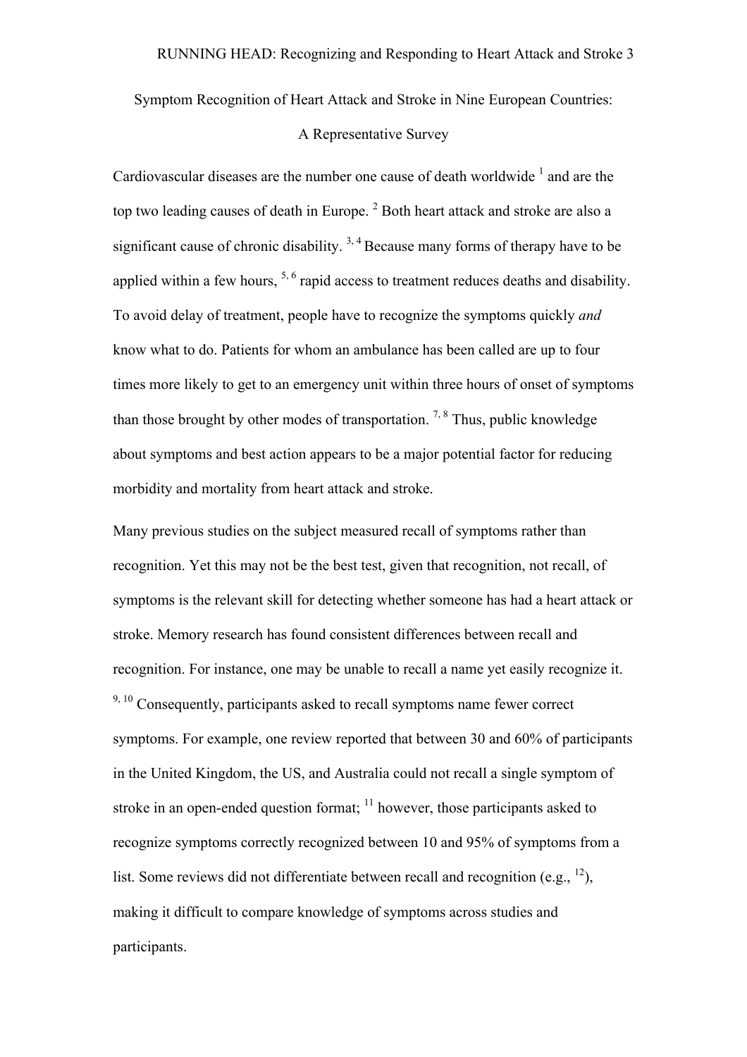# Symptom Recognition of Heart Attack and Stroke in Nine European Countries: A Representative Survey

Cardiovascular diseases are the number one cause of death worldwide [1] and are the top two leading causes of death in Europe. [2] Both heart attack and stroke are also a significant cause of chronic disability. [3, 4] Because many forms of therapy have to be applied within a few hours, [5, 6] rapid access to treatment reduces deaths and disability. To avoid delay of treatment, people have to recognize the symptoms quickly *and* know what to do. Patients for whom an ambulance has been called are up to four times more likely to get to an emergency unit within three hours of onset of symptoms than those brought by other modes of transportation. [7, 8] Thus, public knowledge about symptoms and best action appears to be a major potential factor for reducing morbidity and mortality from heart attack and stroke.

Many previous studies on the subject measured recall of symptoms rather than recognition. Yet this may not be the best test, given that recognition, not recall, of symptoms is the relevant skill for detecting whether someone has had a heart attack or stroke. Memory research has found consistent differences between recall and recognition. For instance, one may be unable to recall a name yet easily recognize it. [9, 10] Consequently, participants asked to recall symptoms name fewer correct symptoms. For example, one review reported that between 30 and 60% of participants in the United Kingdom, the US, and Australia could not recall a single symptom of stroke in an open-ended question format; [11] however, those participants asked to recognize symptoms correctly recognized between 10 and 95% of symptoms from a list. Some reviews did not differentiate between recall and recognition (e.g., [12]), making it difficult to compare knowledge of symptoms across studies and participants.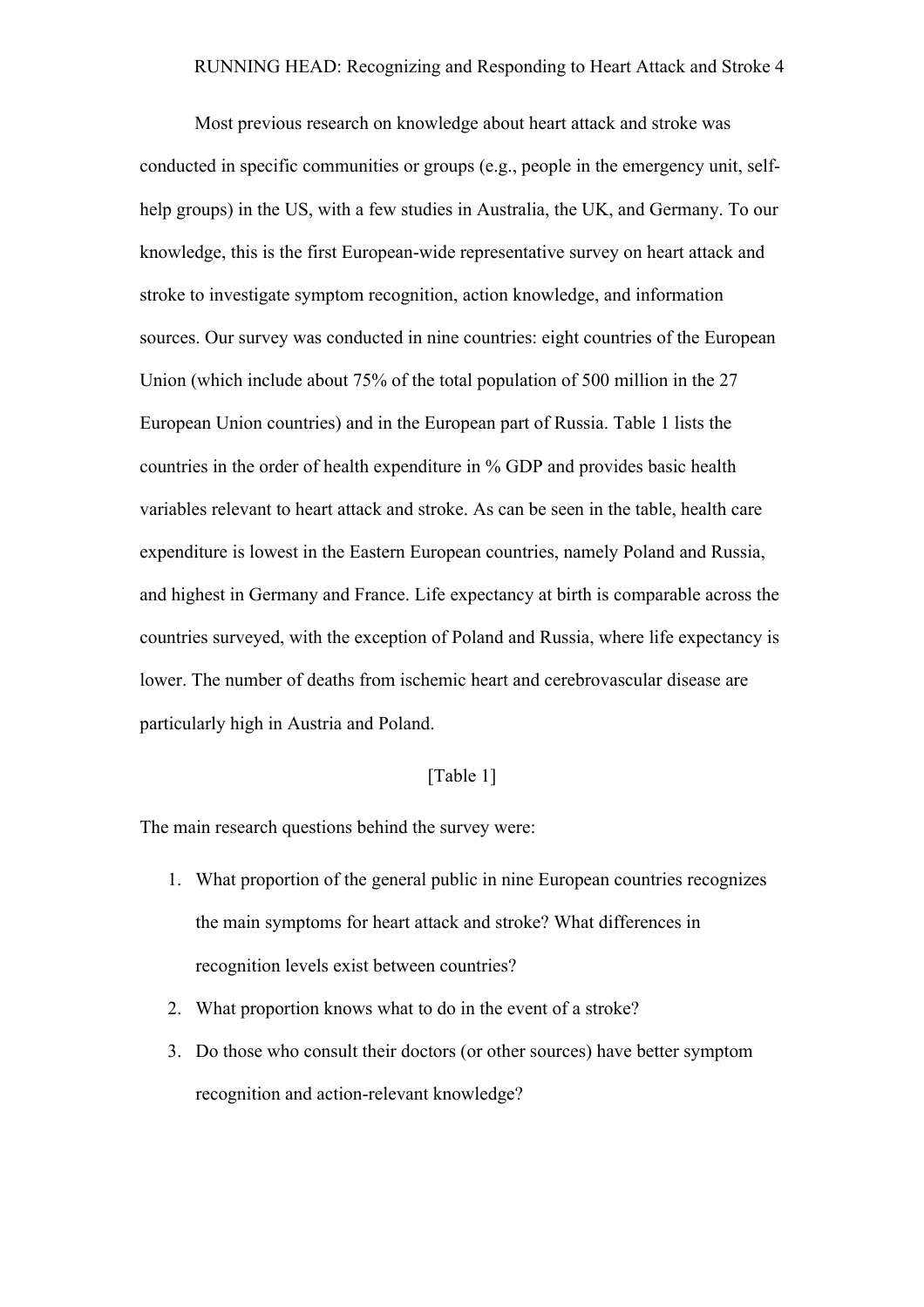Most previous research on knowledge about heart attack and stroke was conducted in specific communities or groups (e.g., people in the emergency unit, self-help groups) in the US, with a few studies in Australia, the UK, and Germany. To our knowledge, this is the first European-wide representative survey on heart attack and stroke to investigate symptom recognition, action knowledge, and information sources. Our survey was conducted in nine countries: eight countries of the European Union (which include about 75% of the total population of 500 million in the 27 European Union countries) and in the European part of Russia. Table 1 lists the countries in the order of health expenditure in % GDP and provides basic health variables relevant to heart attack and stroke. As can be seen in the table, health care expenditure is lowest in the Eastern European countries, namely Poland and Russia, and highest in Germany and France. Life expectancy at birth is comparable across the countries surveyed, with the exception of Poland and Russia, where life expectancy is lower. The number of deaths from ischemic heart and cerebrovascular disease are particularly high in Austria and Poland.

[Table 1]

The main research questions behind the survey were:

1. What proportion of the general public in nine European countries recognizes the main symptoms for heart attack and stroke? What differences in recognition levels exist between countries?
2. What proportion knows what to do in the event of a stroke?
3. Do those who consult their doctors (or other sources) have better symptom recognition and action-relevant knowledge?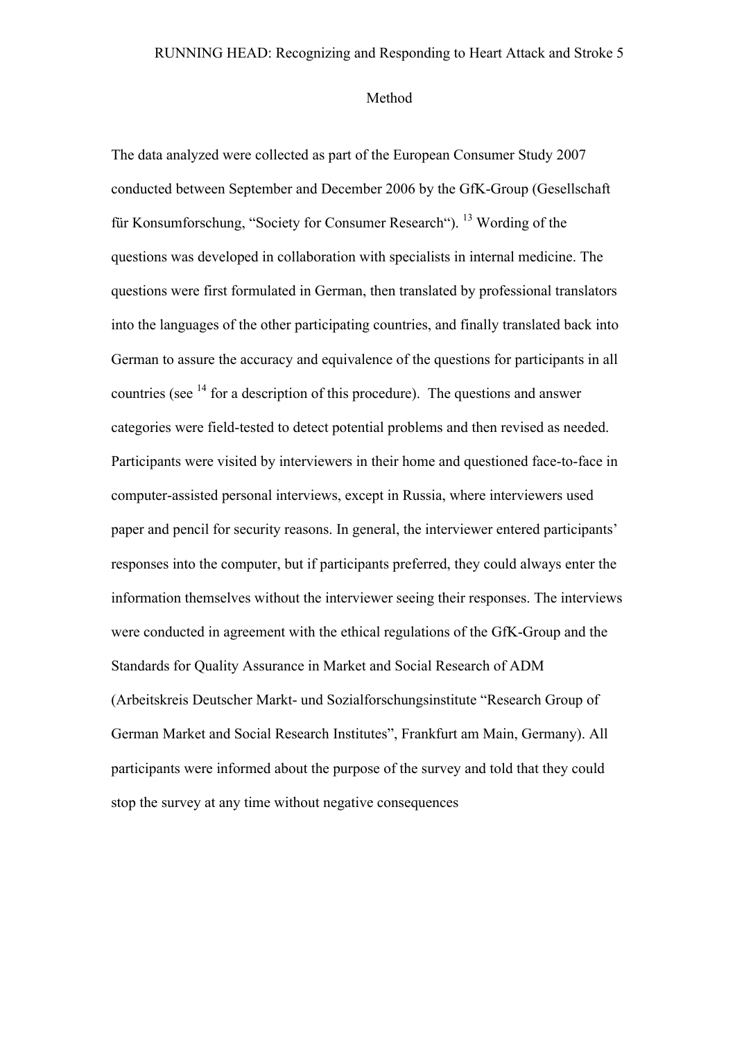# Method

The data analyzed were collected as part of the European Consumer Study 2007 conducted between September and December 2006 by the GfK-Group (Gesellschaft für Konsumforschung, "Society for Consumer Research"). [13] Wording of the questions was developed in collaboration with specialists in internal medicine. The questions were first formulated in German, then translated by professional translators into the languages of the other participating countries, and finally translated back into German to assure the accuracy and equivalence of the questions for participants in all countries (see [14] for a description of this procedure). The questions and answer categories were field-tested to detect potential problems and then revised as needed. Participants were visited by interviewers in their home and questioned face-to-face in computer-assisted personal interviews, except in Russia, where interviewers used paper and pencil for security reasons. In general, the interviewer entered participants' responses into the computer, but if participants preferred, they could always enter the information themselves without the interviewer seeing their responses. The interviews were conducted in agreement with the ethical regulations of the GfK-Group and the Standards for Quality Assurance in Market and Social Research of ADM (Arbeitskreis Deutscher Markt- und Sozialforschungsinstitute "Research Group of German Market and Social Research Institutes", Frankfurt am Main, Germany). All participants were informed about the purpose of the survey and told that they could stop the survey at any time without negative consequences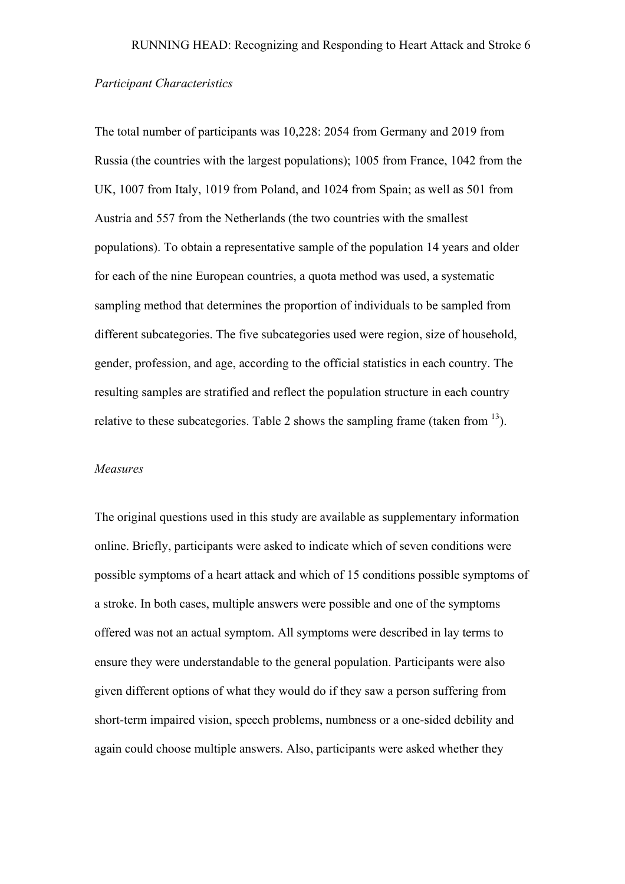*Participant Characteristics*

The total number of participants was 10,228: 2054 from Germany and 2019 from Russia (the countries with the largest populations); 1005 from France, 1042 from the UK, 1007 from Italy, 1019 from Poland, and 1024 from Spain; as well as 501 from Austria and 557 from the Netherlands (the two countries with the smallest populations). To obtain a representative sample of the population 14 years and older for each of the nine European countries, a quota method was used, a systematic sampling method that determines the proportion of individuals to be sampled from different subcategories. The five subcategories used were region, size of household, gender, profession, and age, according to the official statistics in each country. The resulting samples are stratified and reflect the population structure in each country relative to these subcategories. Table 2 shows the sampling frame (taken from [13]).

*Measures*

The original questions used in this study are available as supplementary information online. Briefly, participants were asked to indicate which of seven conditions were possible symptoms of a heart attack and which of 15 conditions possible symptoms of a stroke. In both cases, multiple answers were possible and one of the symptoms offered was not an actual symptom. All symptoms were described in lay terms to ensure they were understandable to the general population. Participants were also given different options of what they would do if they saw a person suffering from short-term impaired vision, speech problems, numbness or a one-sided debility and again could choose multiple answers. Also, participants were asked whether they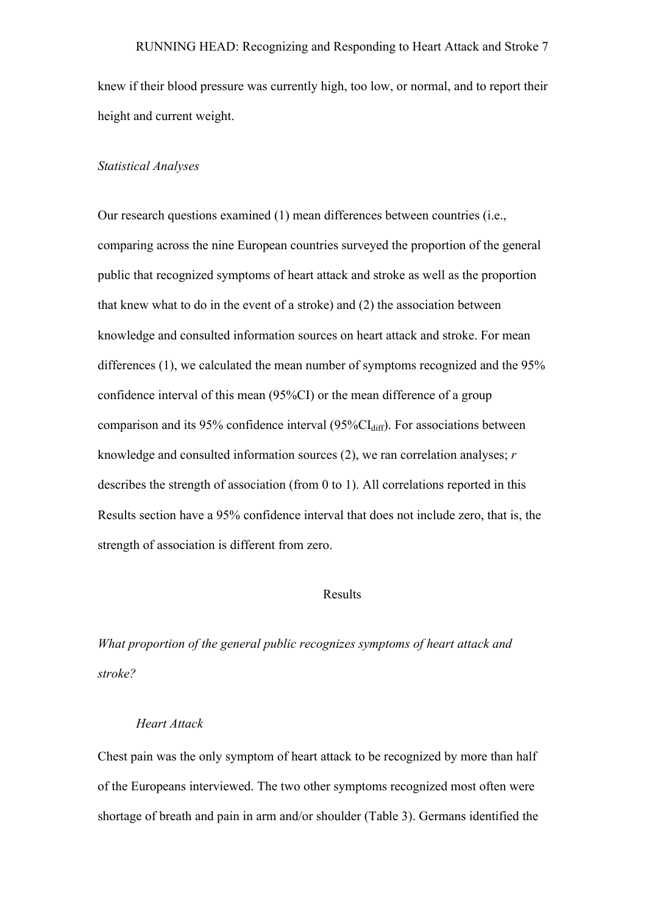knew if their blood pressure was currently high, too low, or normal, and to report their height and current weight.

*Statistical Analyses*

Our research questions examined (1) mean differences between countries (i.e., comparing across the nine European countries surveyed the proportion of the general public that recognized symptoms of heart attack and stroke as well as the proportion that knew what to do in the event of a stroke) and (2) the association between knowledge and consulted information sources on heart attack and stroke. For mean differences (1), we calculated the mean number of symptoms recognized and the 95% confidence interval of this mean (95%CI) or the mean difference of a group comparison and its 95% confidence interval (95%$CI_{diff}$). For associations between knowledge and consulted information sources (2), we ran correlation analyses; $r$ describes the strength of association (from 0 to 1). All correlations reported in this Results section have a 95% confidence interval that does not include zero, that is, the strength of association is different from zero.

## Results

*What proportion of the general public recognizes symptoms of heart attack and stroke?*

*Heart Attack*

Chest pain was the only symptom of heart attack to be recognized by more than half of the Europeans interviewed. The two other symptoms recognized most often were shortage of breath and pain in arm and/or shoulder (Table 3). Germans identified the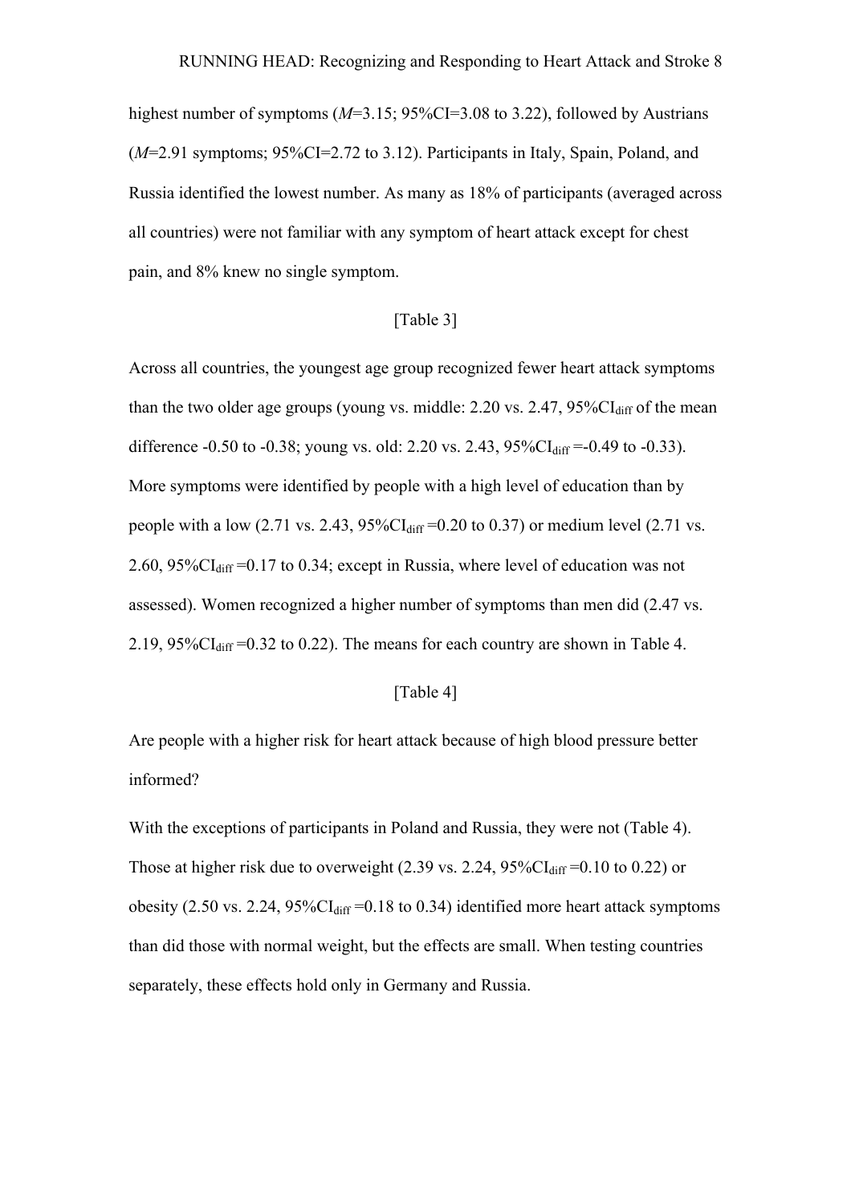highest number of symptoms (*M*=3.15; 95%CI=3.08 to 3.22), followed by Austrians (*M*=2.91 symptoms; 95%CI=2.72 to 3.12). Participants in Italy, Spain, Poland, and Russia identified the lowest number. As many as 18% of participants (averaged across all countries) were not familiar with any symptom of heart attack except for chest pain, and 8% knew no single symptom.

[Table 3]

Across all countries, the youngest age group recognized fewer heart attack symptoms than the two older age groups (young vs. middle: 2.20 vs. 2.47, $95\%CI_{diff}$ of the mean difference -0.50 to -0.38; young vs. old: 2.20 vs. 2.43, $95\%CI_{diff}$ =-0.49 to -0.33). More symptoms were identified by people with a high level of education than by people with a low (2.71 vs. 2.43, $95\%CI_{diff}$ =0.20 to 0.37) or medium level (2.71 vs. 2.60, $95\%CI_{diff}$ =0.17 to 0.34; except in Russia, where level of education was not assessed). Women recognized a higher number of symptoms than men did (2.47 vs. 2.19, $95\%CI_{diff}$ =0.32 to 0.22). The means for each country are shown in Table 4.

[Table 4]

Are people with a higher risk for heart attack because of high blood pressure better informed?

With the exceptions of participants in Poland and Russia, they were not (Table 4). Those at higher risk due to overweight (2.39 vs. 2.24, $95\%CI_{diff}$ =0.10 to 0.22) or obesity (2.50 vs. 2.24, $95\%CI_{diff}$ =0.18 to 0.34) identified more heart attack symptoms than did those with normal weight, but the effects are small. When testing countries separately, these effects hold only in Germany and Russia.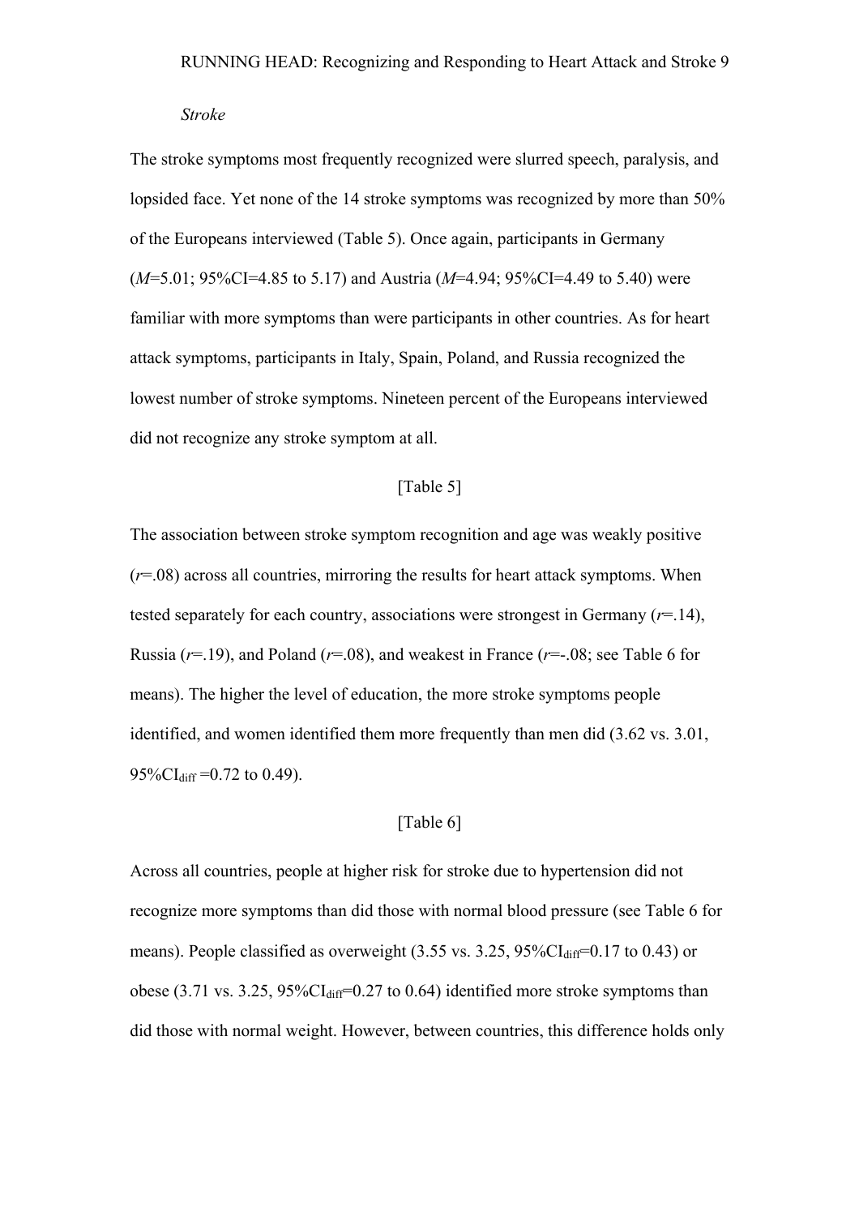*Stroke*

The stroke symptoms most frequently recognized were slurred speech, paralysis, and lopsided face. Yet none of the 14 stroke symptoms was recognized by more than 50% of the Europeans interviewed (Table 5). Once again, participants in Germany ($M$=5.01; 95%CI=4.85 to 5.17) and Austria ($M$=4.94; 95%CI=4.49 to 5.40) were familiar with more symptoms than were participants in other countries. As for heart attack symptoms, participants in Italy, Spain, Poland, and Russia recognized the lowest number of stroke symptoms. Nineteen percent of the Europeans interviewed did not recognize any stroke symptom at all.

[Table 5]

The association between stroke symptom recognition and age was weakly positive ($r$=.08) across all countries, mirroring the results for heart attack symptoms. When tested separately for each country, associations were strongest in Germany ($r$=.14), Russia ($r$=.19), and Poland ($r$=.08), and weakest in France ($r$=-.08; see Table 6 for means). The higher the level of education, the more stroke symptoms people identified, and women identified them more frequently than men did (3.62 vs. 3.01, $95\%CI_{diff}$ =0.72 to 0.49).

[Table 6]

Across all countries, people at higher risk for stroke due to hypertension did not recognize more symptoms than did those with normal blood pressure (see Table 6 for means). People classified as overweight (3.55 vs. 3.25, $95\%CI_{diff}$=0.17 to 0.43) or obese (3.71 vs. 3.25, $95\%CI_{diff}$=0.27 to 0.64) identified more stroke symptoms than did those with normal weight. However, between countries, this difference holds only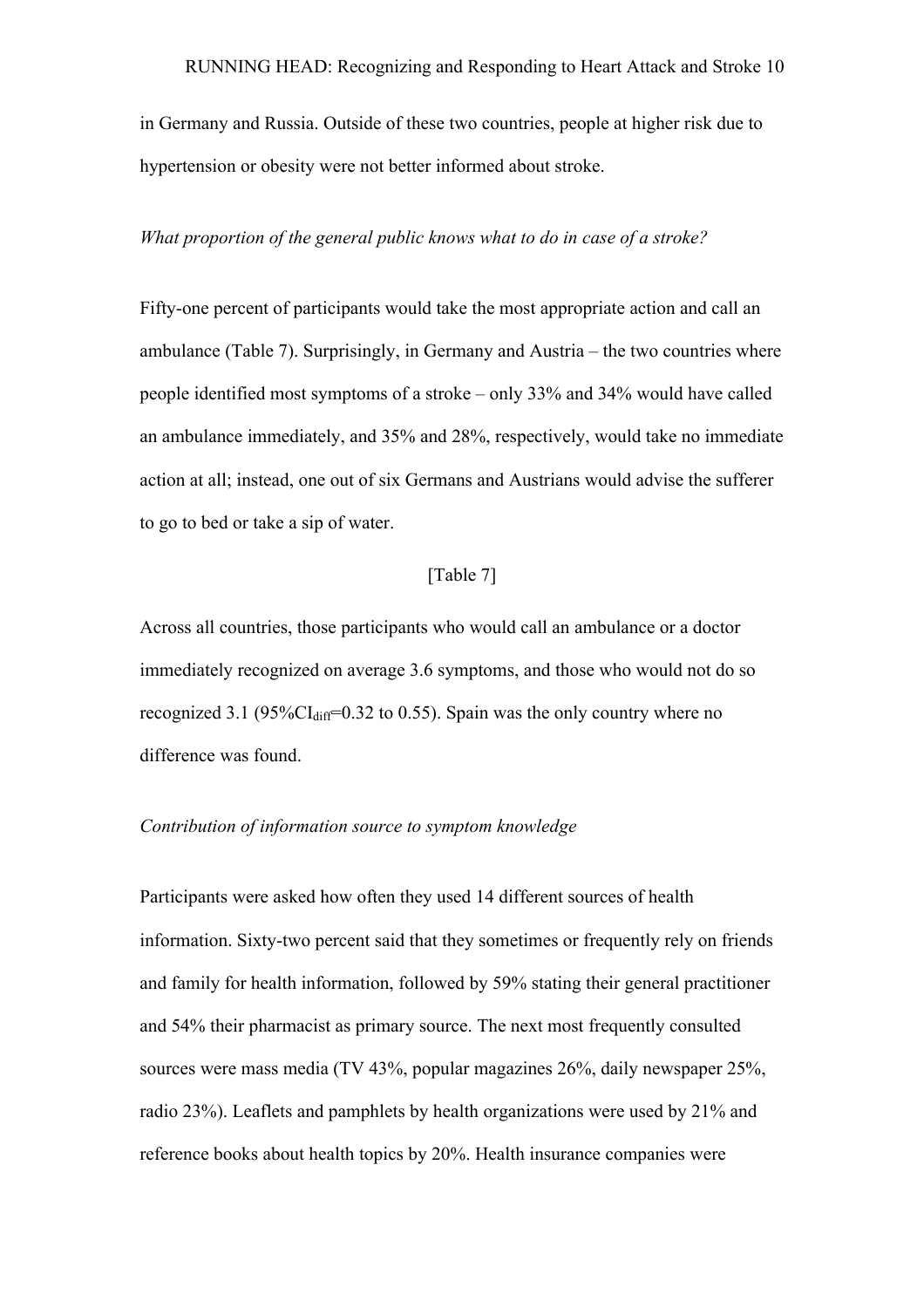in Germany and Russia. Outside of these two countries, people at higher risk due to hypertension or obesity were not better informed about stroke.

*What proportion of the general public knows what to do in case of a stroke?*

Fifty-one percent of participants would take the most appropriate action and call an ambulance (Table 7). Surprisingly, in Germany and Austria – the two countries where people identified most symptoms of a stroke – only 33% and 34% would have called an ambulance immediately, and 35% and 28%, respectively, would take no immediate action at all; instead, one out of six Germans and Austrians would advise the sufferer to go to bed or take a sip of water.

[Table 7]

Across all countries, those participants who would call an ambulance or a doctor immediately recognized on average 3.6 symptoms, and those who would not do so recognized 3.1 (95%$CI_{diff}$=0.32 to 0.55). Spain was the only country where no difference was found.

*Contribution of information source to symptom knowledge*

Participants were asked how often they used 14 different sources of health information. Sixty-two percent said that they sometimes or frequently rely on friends and family for health information, followed by 59% stating their general practitioner and 54% their pharmacist as primary source. The next most frequently consulted sources were mass media (TV 43%, popular magazines 26%, daily newspaper 25%, radio 23%). Leaflets and pamphlets by health organizations were used by 21% and reference books about health topics by 20%. Health insurance companies were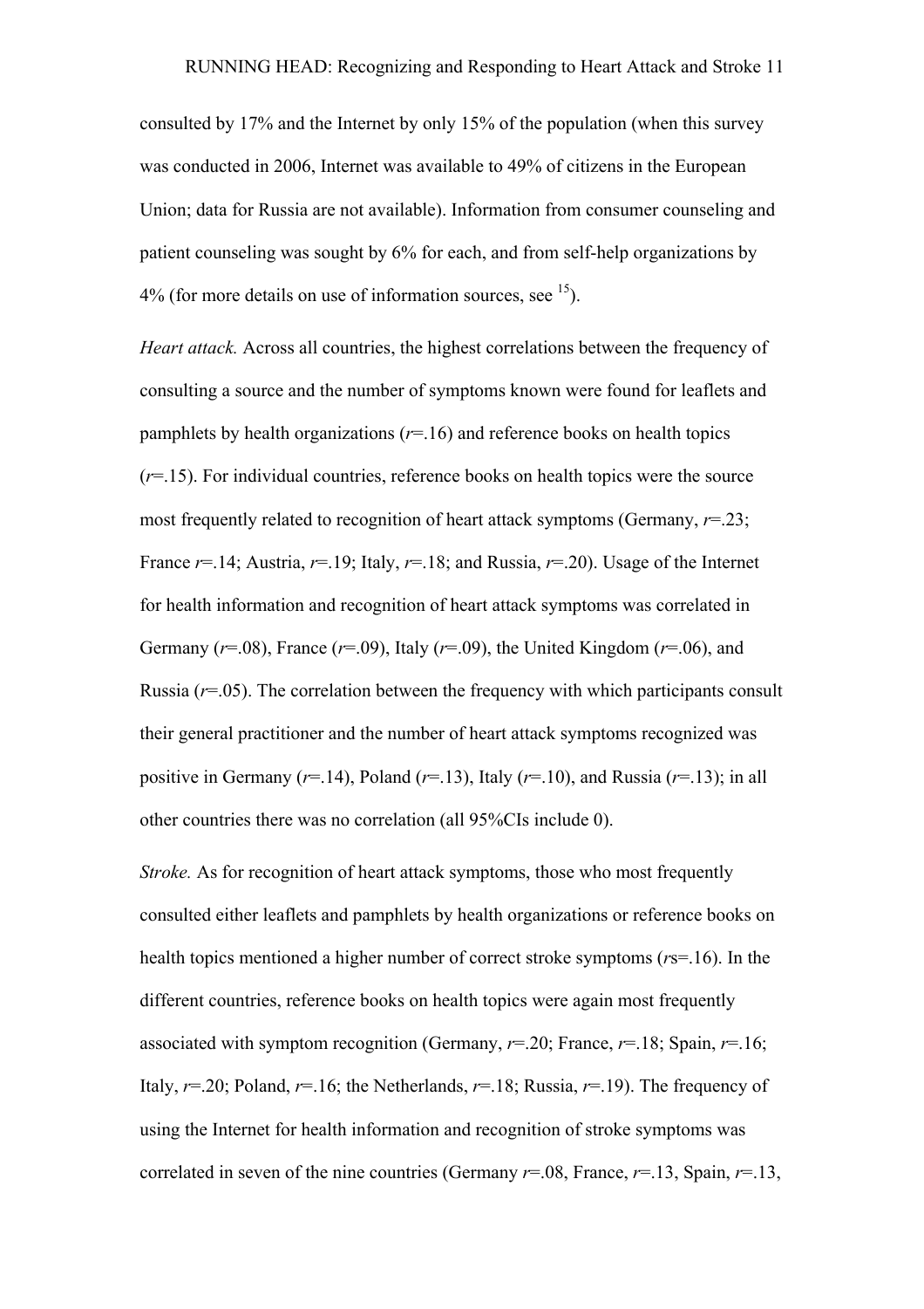consulted by 17% and the Internet by only 15% of the population (when this survey was conducted in 2006, Internet was available to 49% of citizens in the European Union; data for Russia are not available). Information from consumer counseling and patient counseling was sought by 6% for each, and from self-help organizations by 4% (for more details on use of information sources, see [15]).

*Heart attack.* Across all countries, the highest correlations between the frequency of consulting a source and the number of symptoms known were found for leaflets and pamphlets by health organizations ($r$=.16) and reference books on health topics ($r$=.15). For individual countries, reference books on health topics were the source most frequently related to recognition of heart attack symptoms (Germany, $r$=.23; France $r$=.14; Austria, $r$=.19; Italy, $r$=.18; and Russia, $r$=.20). Usage of the Internet for health information and recognition of heart attack symptoms was correlated in Germany ($r$=.08), France ($r$=.09), Italy ($r$=.09), the United Kingdom ($r$=.06), and Russia ($r$=.05). The correlation between the frequency with which participants consult their general practitioner and the number of heart attack symptoms recognized was positive in Germany ($r$=.14), Poland ($r$=.13), Italy ($r$=.10), and Russia ($r$=.13); in all other countries there was no correlation (all 95%CIs include 0).

*Stroke.* As for recognition of heart attack symptoms, those who most frequently consulted either leaflets and pamphlets by health organizations or reference books on health topics mentioned a higher number of correct stroke symptoms ($r$s=.16). In the different countries, reference books on health topics were again most frequently associated with symptom recognition (Germany, $r$=.20; France, $r$=.18; Spain, $r$=.16; Italy, $r$=.20; Poland, $r$=.16; the Netherlands, $r$=.18; Russia, $r$=.19). The frequency of using the Internet for health information and recognition of stroke symptoms was correlated in seven of the nine countries (Germany $r$=.08, France, $r$=.13, Spain, $r$=.13,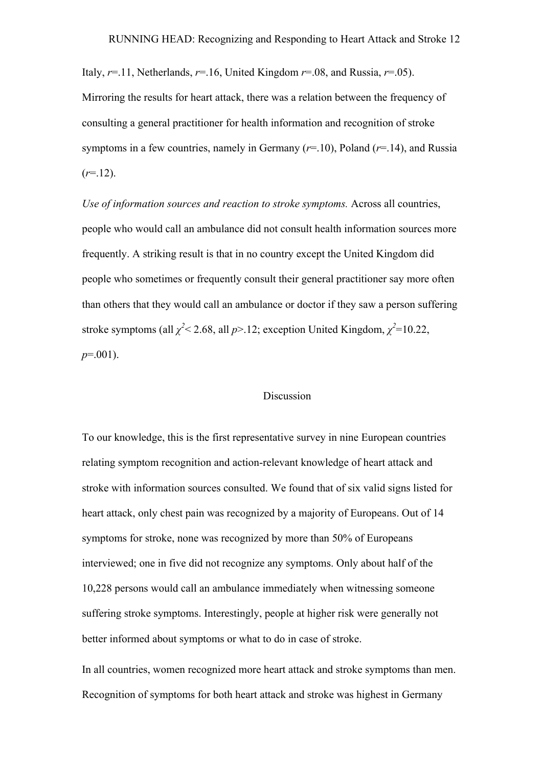Italy, $r$=.11, Netherlands, $r$=.16, United Kingdom $r$=.08, and Russia, $r$=.05). Mirroring the results for heart attack, there was a relation between the frequency of consulting a general practitioner for health information and recognition of stroke symptoms in a few countries, namely in Germany ($r$=.10), Poland ($r$=.14), and Russia ($r$=.12).

*Use of information sources and reaction to stroke symptoms.* Across all countries, people who would call an ambulance did not consult health information sources more frequently. A striking result is that in no country except the United Kingdom did people who sometimes or frequently consult their general practitioner say more often than others that they would call an ambulance or doctor if they saw a person suffering stroke symptoms (all $\chi^2 < 2.68$, all $p$>.12; exception United Kingdom, $\chi^2$=10.22, $p$=.001).

## Discussion

To our knowledge, this is the first representative survey in nine European countries relating symptom recognition and action-relevant knowledge of heart attack and stroke with information sources consulted. We found that of six valid signs listed for heart attack, only chest pain was recognized by a majority of Europeans. Out of 14 symptoms for stroke, none was recognized by more than 50% of Europeans interviewed; one in five did not recognize any symptoms. Only about half of the 10,228 persons would call an ambulance immediately when witnessing someone suffering stroke symptoms. Interestingly, people at higher risk were generally not better informed about symptoms or what to do in case of stroke.

In all countries, women recognized more heart attack and stroke symptoms than men. Recognition of symptoms for both heart attack and stroke was highest in Germany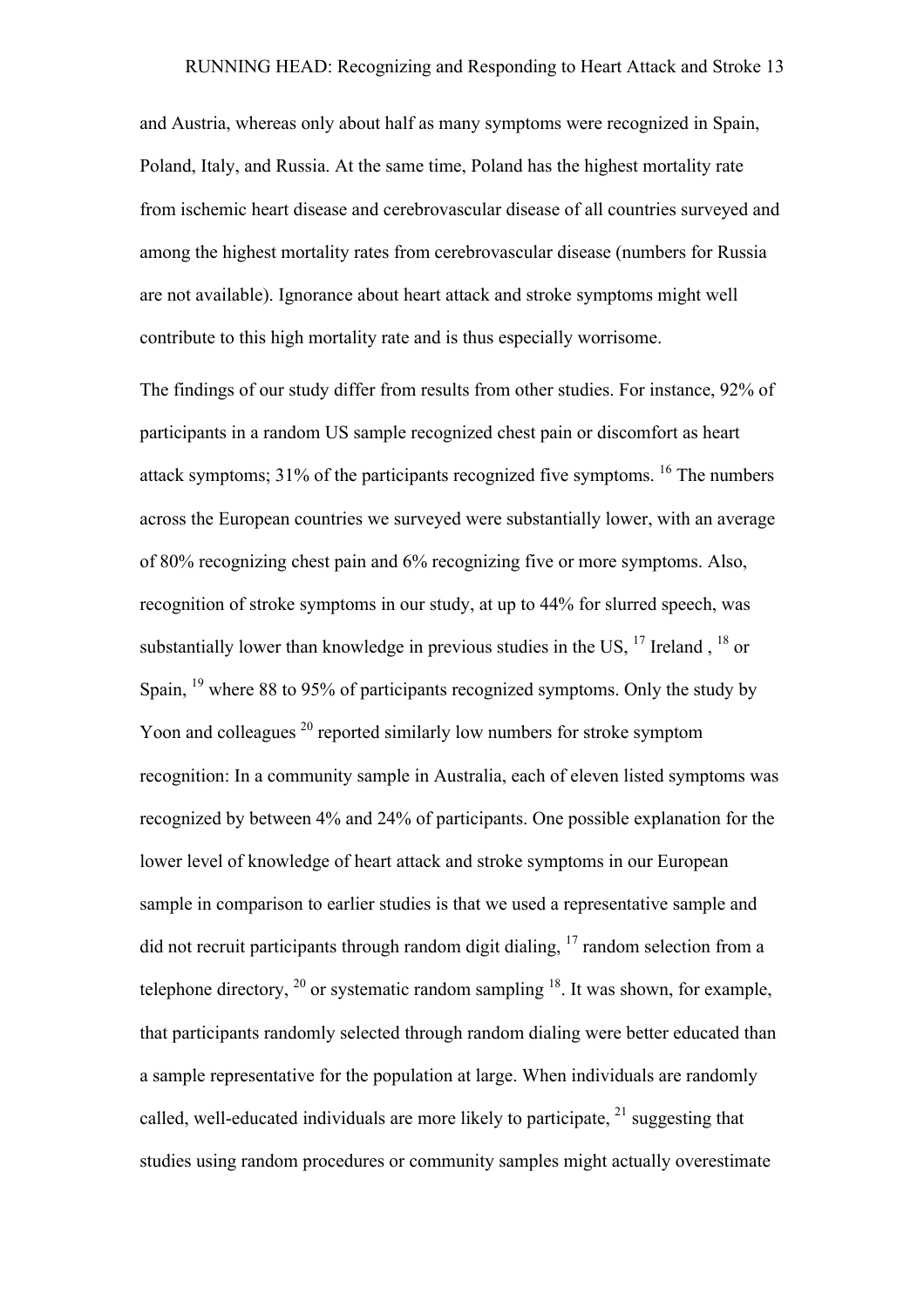and Austria, whereas only about half as many symptoms were recognized in Spain, Poland, Italy, and Russia. At the same time, Poland has the highest mortality rate from ischemic heart disease and cerebrovascular disease of all countries surveyed and among the highest mortality rates from cerebrovascular disease (numbers for Russia are not available). Ignorance about heart attack and stroke symptoms might well contribute to this high mortality rate and is thus especially worrisome.

The findings of our study differ from results from other studies. For instance, 92% of participants in a random US sample recognized chest pain or discomfort as heart attack symptoms; 31% of the participants recognized five symptoms. [16] The numbers across the European countries we surveyed were substantially lower, with an average of 80% recognizing chest pain and 6% recognizing five or more symptoms. Also, recognition of stroke symptoms in our study, at up to 44% for slurred speech, was substantially lower than knowledge in previous studies in the US, [17] Ireland , [18] or Spain, [19] where 88 to 95% of participants recognized symptoms. Only the study by Yoon and colleagues [20] reported similarly low numbers for stroke symptom recognition: In a community sample in Australia, each of eleven listed symptoms was recognized by between 4% and 24% of participants. One possible explanation for the lower level of knowledge of heart attack and stroke symptoms in our European sample in comparison to earlier studies is that we used a representative sample and did not recruit participants through random digit dialing, [17] random selection from a telephone directory, [20] or systematic random sampling [18]. It was shown, for example, that participants randomly selected through random dialing were better educated than a sample representative for the population at large. When individuals are randomly called, well-educated individuals are more likely to participate, [21] suggesting that studies using random procedures or community samples might actually overestimate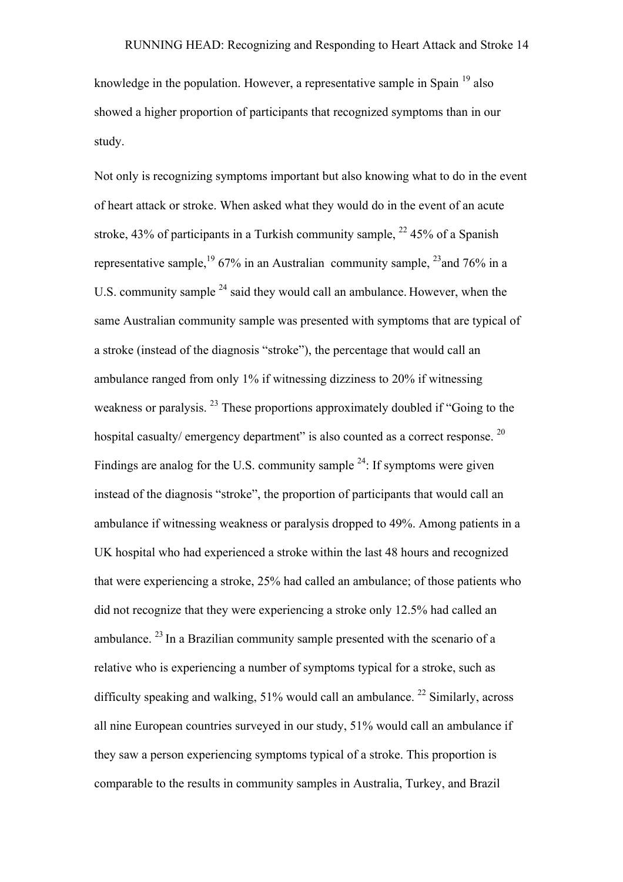knowledge in the population. However, a representative sample in Spain [19] also showed a higher proportion of participants that recognized symptoms than in our study.

Not only is recognizing symptoms important but also knowing what to do in the event of heart attack or stroke. When asked what they would do in the event of an acute stroke, 43% of participants in a Turkish community sample, [22] 45% of a Spanish representative sample,[19] 67% in an Australian community sample, [23]and 76% in a U.S. community sample [24] said they would call an ambulance. However, when the same Australian community sample was presented with symptoms that are typical of a stroke (instead of the diagnosis "stroke"), the percentage that would call an ambulance ranged from only 1% if witnessing dizziness to 20% if witnessing weakness or paralysis. [23] These proportions approximately doubled if "Going to the hospital casualty/ emergency department" is also counted as a correct response. [20] Findings are analog for the U.S. community sample [24]: If symptoms were given instead of the diagnosis "stroke", the proportion of participants that would call an ambulance if witnessing weakness or paralysis dropped to 49%. Among patients in a UK hospital who had experienced a stroke within the last 48 hours and recognized that were experiencing a stroke, 25% had called an ambulance; of those patients who did not recognize that they were experiencing a stroke only 12.5% had called an ambulance. [23] In a Brazilian community sample presented with the scenario of a relative who is experiencing a number of symptoms typical for a stroke, such as difficulty speaking and walking, 51% would call an ambulance. [22] Similarly, across all nine European countries surveyed in our study, 51% would call an ambulance if they saw a person experiencing symptoms typical of a stroke. This proportion is comparable to the results in community samples in Australia, Turkey, and Brazil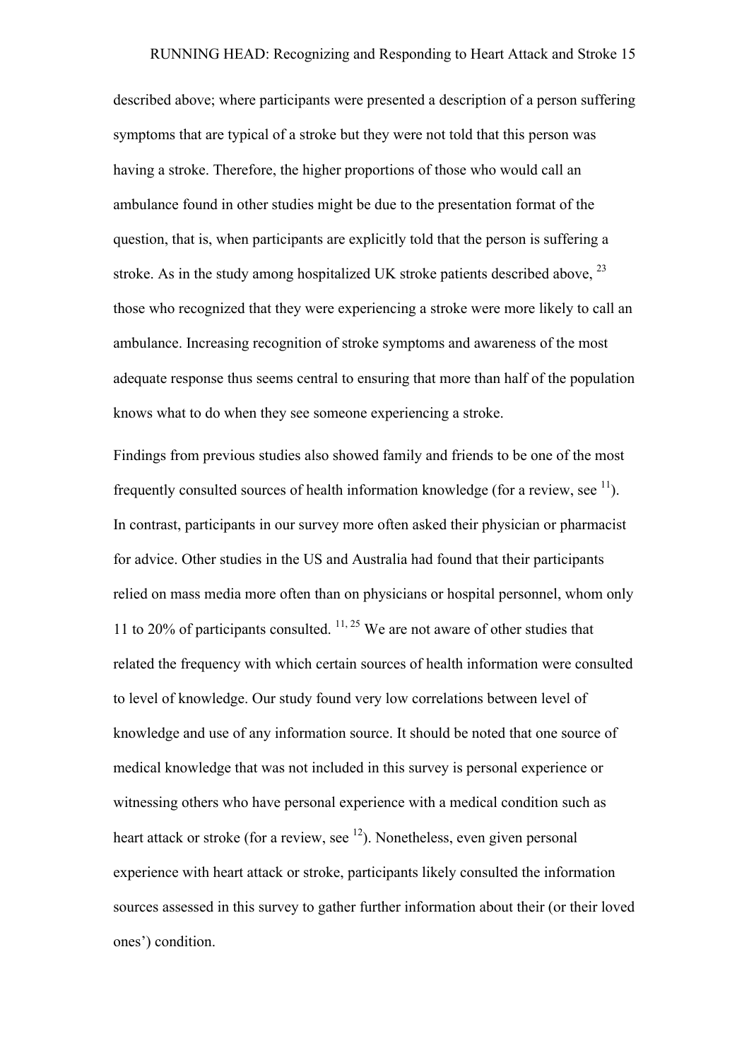described above; where participants were presented a description of a person suffering symptoms that are typical of a stroke but they were not told that this person was having a stroke. Therefore, the higher proportions of those who would call an ambulance found in other studies might be due to the presentation format of the question, that is, when participants are explicitly told that the person is suffering a stroke. As in the study among hospitalized UK stroke patients described above, [23] those who recognized that they were experiencing a stroke were more likely to call an ambulance. Increasing recognition of stroke symptoms and awareness of the most adequate response thus seems central to ensuring that more than half of the population knows what to do when they see someone experiencing a stroke.

Findings from previous studies also showed family and friends to be one of the most frequently consulted sources of health information knowledge (for a review, see [11]). In contrast, participants in our survey more often asked their physician or pharmacist for advice. Other studies in the US and Australia had found that their participants relied on mass media more often than on physicians or hospital personnel, whom only 11 to 20% of participants consulted. [11, 25] We are not aware of other studies that related the frequency with which certain sources of health information were consulted to level of knowledge. Our study found very low correlations between level of knowledge and use of any information source. It should be noted that one source of medical knowledge that was not included in this survey is personal experience or witnessing others who have personal experience with a medical condition such as heart attack or stroke (for a review, see [12]). Nonetheless, even given personal experience with heart attack or stroke, participants likely consulted the information sources assessed in this survey to gather further information about their (or their loved ones') condition.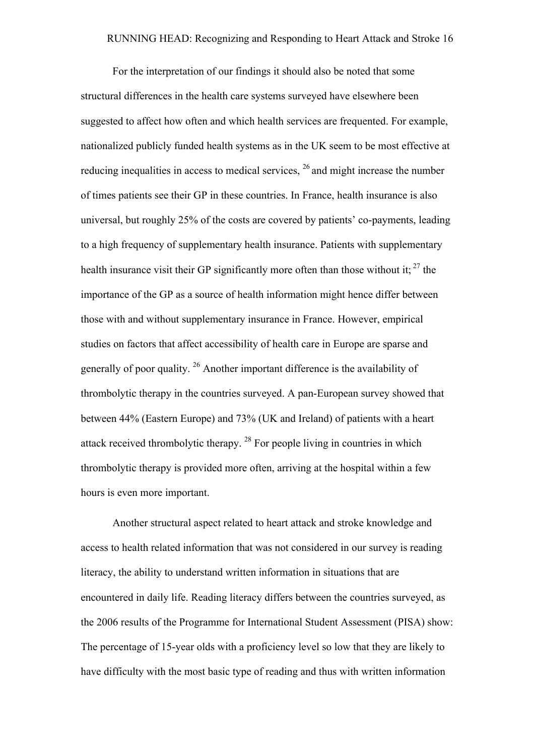For the interpretation of our findings it should also be noted that some structural differences in the health care systems surveyed have elsewhere been suggested to affect how often and which health services are frequented. For example, nationalized publicly funded health systems as in the UK seem to be most effective at reducing inequalities in access to medical services, [26] and might increase the number of times patients see their GP in these countries. In France, health insurance is also universal, but roughly 25% of the costs are covered by patients' co-payments, leading to a high frequency of supplementary health insurance. Patients with supplementary health insurance visit their GP significantly more often than those without it; [27] the importance of the GP as a source of health information might hence differ between those with and without supplementary insurance in France. However, empirical studies on factors that affect accessibility of health care in Europe are sparse and generally of poor quality. [26] Another important difference is the availability of thrombolytic therapy in the countries surveyed. A pan-European survey showed that between 44% (Eastern Europe) and 73% (UK and Ireland) of patients with a heart attack received thrombolytic therapy. [28] For people living in countries in which thrombolytic therapy is provided more often, arriving at the hospital within a few hours is even more important.

Another structural aspect related to heart attack and stroke knowledge and access to health related information that was not considered in our survey is reading literacy, the ability to understand written information in situations that are encountered in daily life. Reading literacy differs between the countries surveyed, as the 2006 results of the Programme for International Student Assessment (PISA) show: The percentage of 15-year olds with a proficiency level so low that they are likely to have difficulty with the most basic type of reading and thus with written information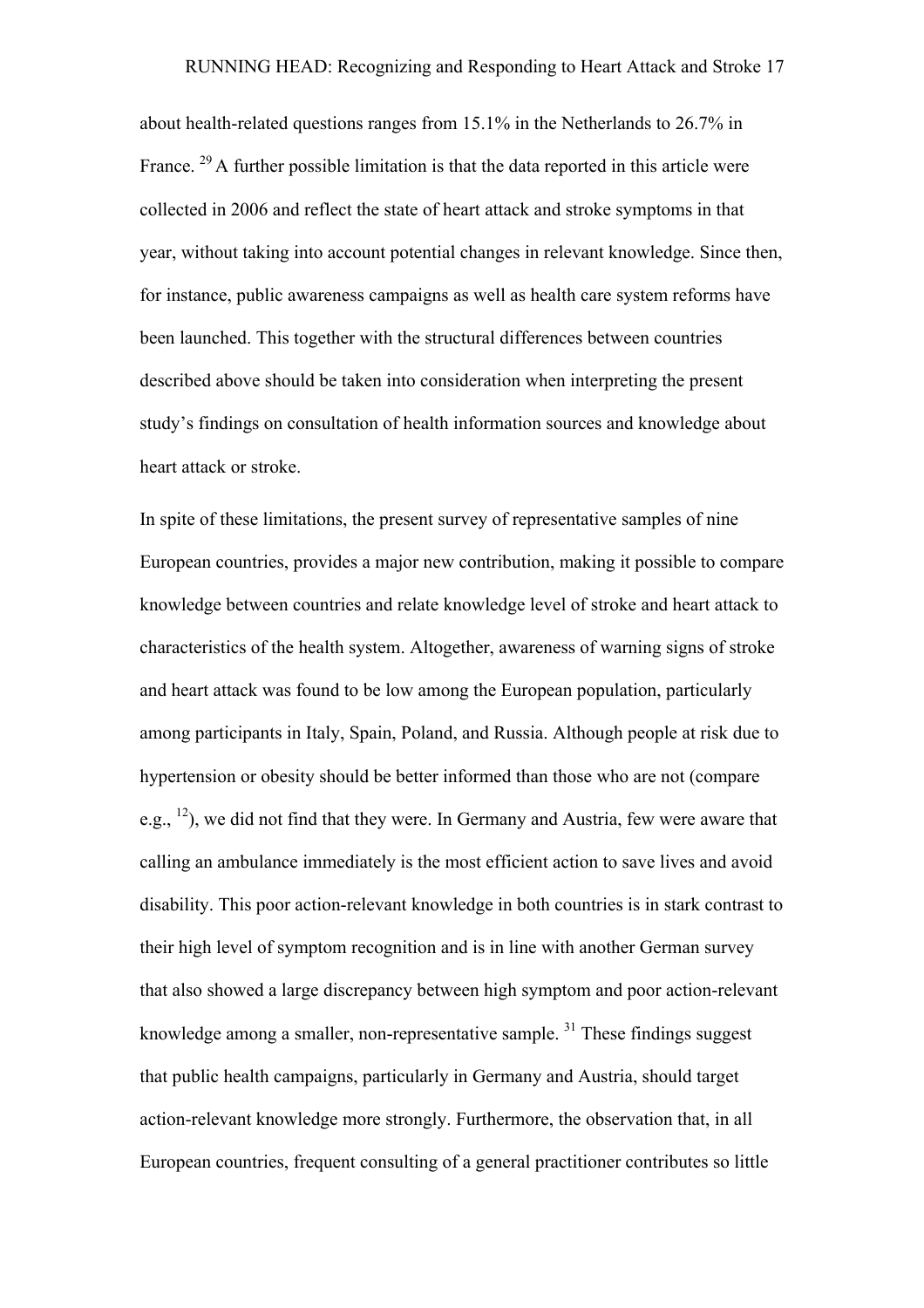about health-related questions ranges from 15.1% in the Netherlands to 26.7% in France. [29] A further possible limitation is that the data reported in this article were collected in 2006 and reflect the state of heart attack and stroke symptoms in that year, without taking into account potential changes in relevant knowledge. Since then, for instance, public awareness campaigns as well as health care system reforms have been launched. This together with the structural differences between countries described above should be taken into consideration when interpreting the present study's findings on consultation of health information sources and knowledge about heart attack or stroke.

In spite of these limitations, the present survey of representative samples of nine European countries, provides a major new contribution, making it possible to compare knowledge between countries and relate knowledge level of stroke and heart attack to characteristics of the health system. Altogether, awareness of warning signs of stroke and heart attack was found to be low among the European population, particularly among participants in Italy, Spain, Poland, and Russia. Although people at risk due to hypertension or obesity should be better informed than those who are not (compare e.g., [12]), we did not find that they were. In Germany and Austria, few were aware that calling an ambulance immediately is the most efficient action to save lives and avoid disability. This poor action-relevant knowledge in both countries is in stark contrast to their high level of symptom recognition and is in line with another German survey that also showed a large discrepancy between high symptom and poor action-relevant knowledge among a smaller, non-representative sample. [31] These findings suggest that public health campaigns, particularly in Germany and Austria, should target action-relevant knowledge more strongly. Furthermore, the observation that, in all European countries, frequent consulting of a general practitioner contributes so little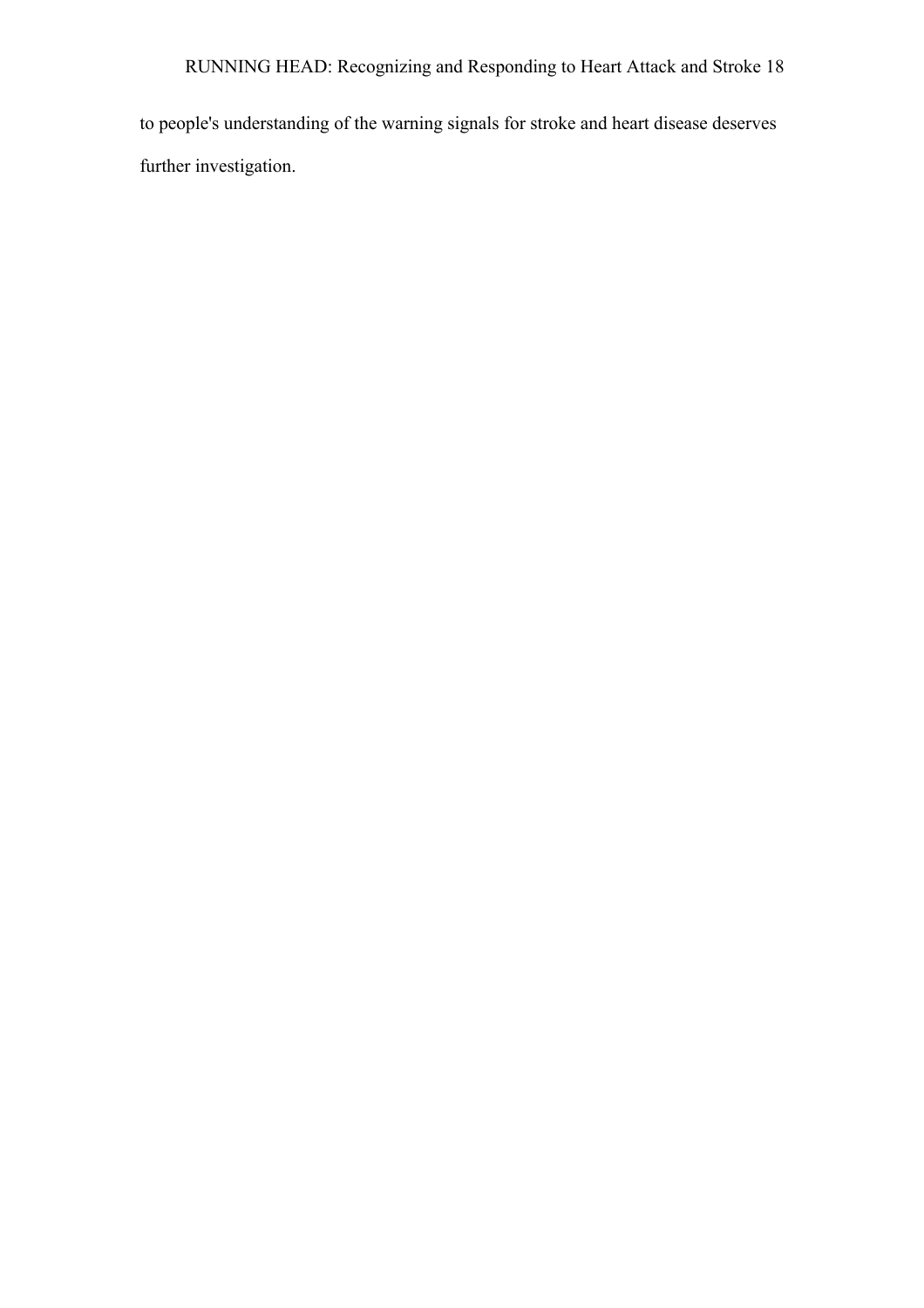to people's understanding of the warning signals for stroke and heart disease deserves further investigation.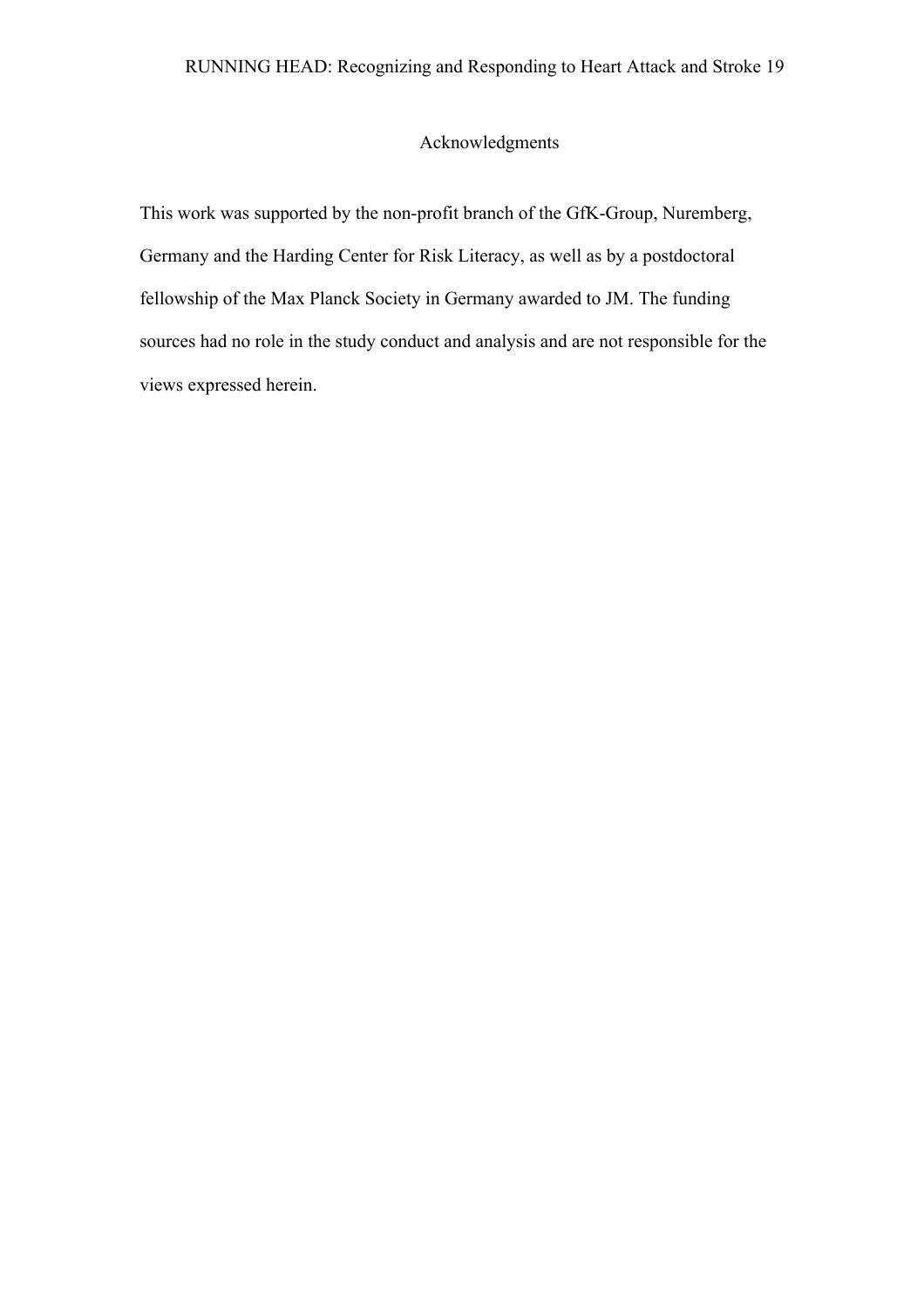## Acknowledgments

This work was supported by the non-profit branch of the GfK-Group, Nuremberg, Germany and the Harding Center for Risk Literacy, as well as by a postdoctoral fellowship of the Max Planck Society in Germany awarded to JM. The funding sources had no role in the study conduct and analysis and are not responsible for the views expressed herein.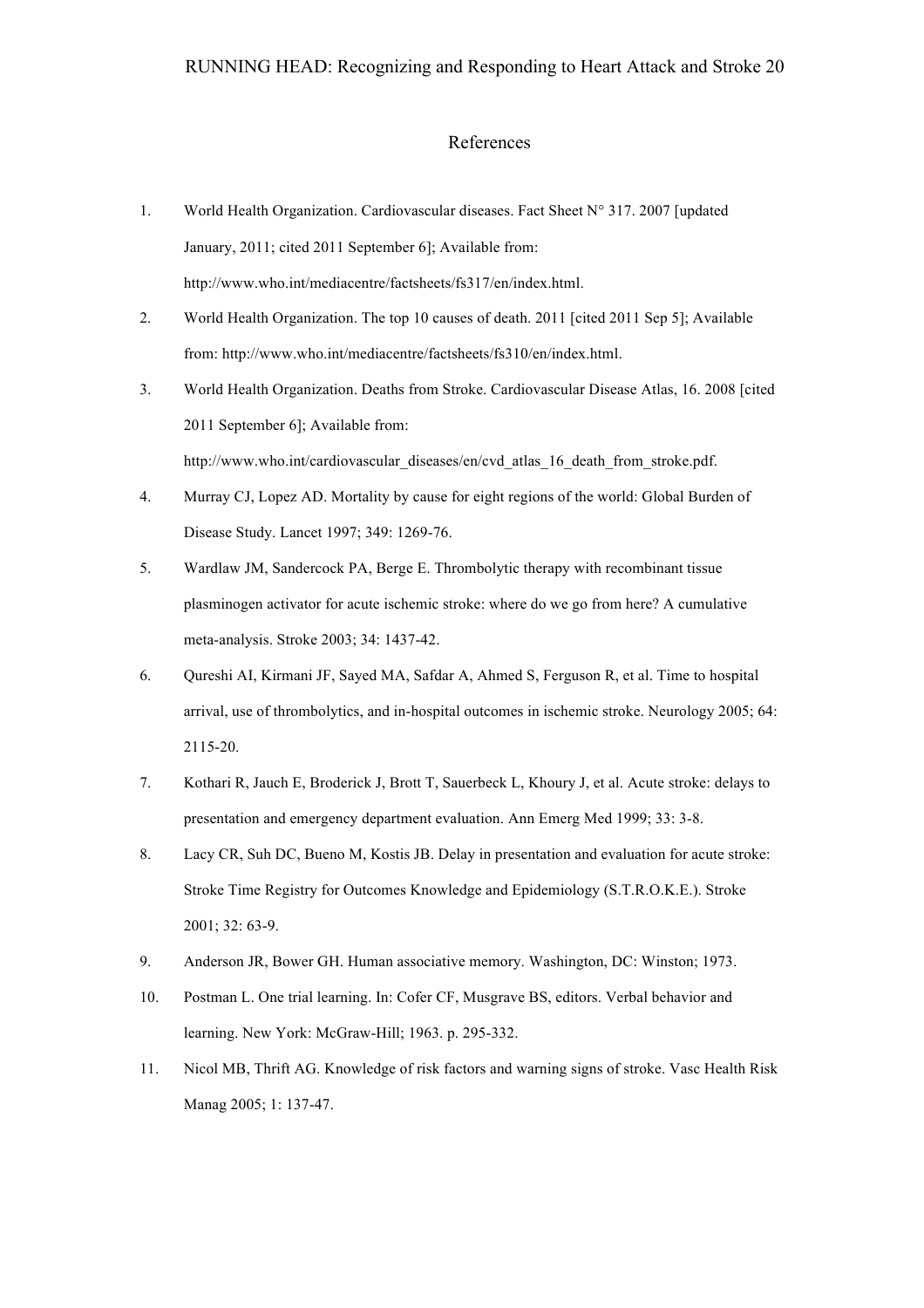# References

1. World Health Organization. Cardiovascular diseases. Fact Sheet N° 317. 2007 [updated January, 2011; cited 2011 September 6]; Available from: http://www.who.int/mediacentre/factsheets/fs317/en/index.html.
2. World Health Organization. The top 10 causes of death. 2011 [cited 2011 Sep 5]; Available from: http://www.who.int/mediacentre/factsheets/fs310/en/index.html.
3. World Health Organization. Deaths from Stroke. Cardiovascular Disease Atlas, 16. 2008 [cited 2011 September 6]; Available from: http://www.who.int/cardiovascular_diseases/en/cvd_atlas_16_death_from_stroke.pdf.
4. Murray CJ, Lopez AD. Mortality by cause for eight regions of the world: Global Burden of Disease Study. Lancet 1997; 349: 1269-76.
5. Wardlaw JM, Sandercock PA, Berge E. Thrombolytic therapy with recombinant tissue plasminogen activator for acute ischemic stroke: where do we go from here? A cumulative meta-analysis. Stroke 2003; 34: 1437-42.
6. Qureshi AI, Kirmani JF, Sayed MA, Safdar A, Ahmed S, Ferguson R, et al. Time to hospital arrival, use of thrombolytics, and in-hospital outcomes in ischemic stroke. Neurology 2005; 64: 2115-20.
7. Kothari R, Jauch E, Broderick J, Brott T, Sauerbeck L, Khoury J, et al. Acute stroke: delays to presentation and emergency department evaluation. Ann Emerg Med 1999; 33: 3-8.
8. Lacy CR, Suh DC, Bueno M, Kostis JB. Delay in presentation and evaluation for acute stroke: Stroke Time Registry for Outcomes Knowledge and Epidemiology (S.T.R.O.K.E.). Stroke 2001; 32: 63-9.
9. Anderson JR, Bower GH. Human associative memory. Washington, DC: Winston; 1973.
10. Postman L. One trial learning. In: Cofer CF, Musgrave BS, editors. Verbal behavior and learning. New York: McGraw-Hill; 1963. p. 295-332.
11. Nicol MB, Thrift AG. Knowledge of risk factors and warning signs of stroke. Vasc Health Risk Manag 2005; 1: 137-47.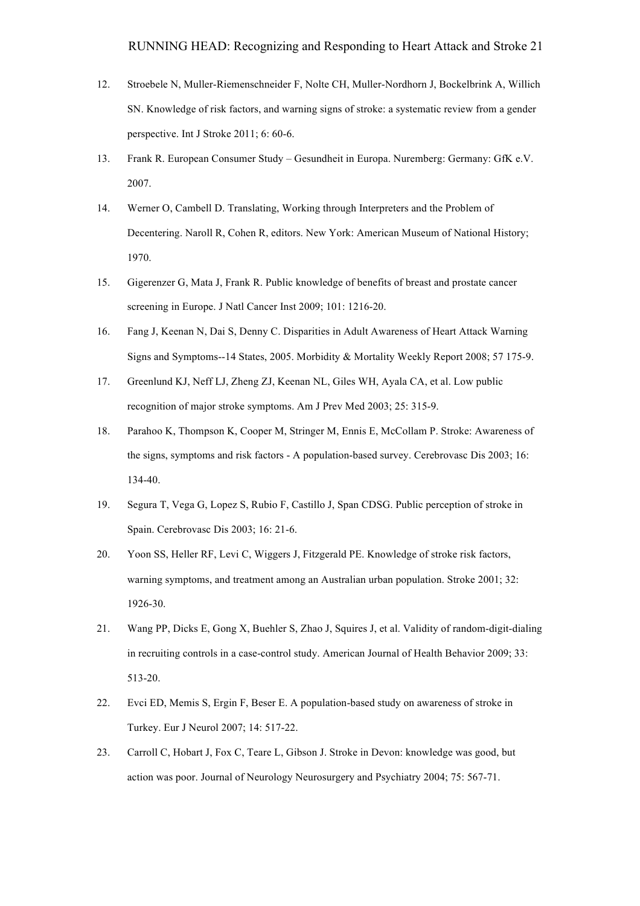12. Stroebele N, Muller-Riemenschneider F, Nolte CH, Muller-Nordhorn J, Bockelbrink A, Willich SN. Knowledge of risk factors, and warning signs of stroke: a systematic review from a gender perspective. Int J Stroke 2011; 6: 60-6.

13. Frank R. European Consumer Study – Gesundheit in Europa. Nuremberg: Germany: GfK e.V. 2007.

14. Werner O, Cambell D. Translating, Working through Interpreters and the Problem of Decentering. Naroll R, Cohen R, editors. New York: American Museum of National History; 1970.

15. Gigerenzer G, Mata J, Frank R. Public knowledge of benefits of breast and prostate cancer screening in Europe. J Natl Cancer Inst 2009; 101: 1216-20.

16. Fang J, Keenan N, Dai S, Denny C. Disparities in Adult Awareness of Heart Attack Warning Signs and Symptoms--14 States, 2005. Morbidity & Mortality Weekly Report 2008; 57 175-9.

17. Greenlund KJ, Neff LJ, Zheng ZJ, Keenan NL, Giles WH, Ayala CA, et al. Low public recognition of major stroke symptoms. Am J Prev Med 2003; 25: 315-9.

18. Parahoo K, Thompson K, Cooper M, Stringer M, Ennis E, McCollam P. Stroke: Awareness of the signs, symptoms and risk factors - A population-based survey. Cerebrovasc Dis 2003; 16: 134-40.

19. Segura T, Vega G, Lopez S, Rubio F, Castillo J, Span CDSG. Public perception of stroke in Spain. Cerebrovasc Dis 2003; 16: 21-6.

20. Yoon SS, Heller RF, Levi C, Wiggers J, Fitzgerald PE. Knowledge of stroke risk factors, warning symptoms, and treatment among an Australian urban population. Stroke 2001; 32: 1926-30.

21. Wang PP, Dicks E, Gong X, Buehler S, Zhao J, Squires J, et al. Validity of random-digit-dialing in recruiting controls in a case-control study. American Journal of Health Behavior 2009; 33: 513-20.

22. Evci ED, Memis S, Ergin F, Beser E. A population-based study on awareness of stroke in Turkey. Eur J Neurol 2007; 14: 517-22.

23. Carroll C, Hobart J, Fox C, Teare L, Gibson J. Stroke in Devon: knowledge was good, but action was poor. Journal of Neurology Neurosurgery and Psychiatry 2004; 75: 567-71.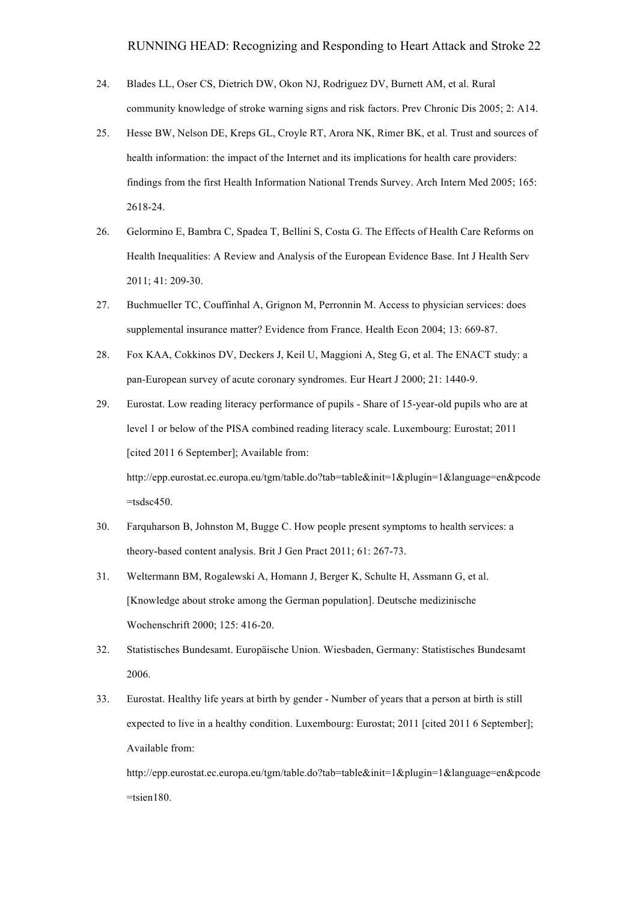24. Blades LL, Oser CS, Dietrich DW, Okon NJ, Rodriguez DV, Burnett AM, et al. Rural community knowledge of stroke warning signs and risk factors. Prev Chronic Dis 2005; 2: A14.
25. Hesse BW, Nelson DE, Kreps GL, Croyle RT, Arora NK, Rimer BK, et al. Trust and sources of health information: the impact of the Internet and its implications for health care providers: findings from the first Health Information National Trends Survey. Arch Intern Med 2005; 165: 2618-24.
26. Gelormino E, Bambra C, Spadea T, Bellini S, Costa G. The Effects of Health Care Reforms on Health Inequalities: A Review and Analysis of the European Evidence Base. Int J Health Serv 2011; 41: 209-30.
27. Buchmueller TC, Couffinhal A, Grignon M, Perronnin M. Access to physician services: does supplemental insurance matter? Evidence from France. Health Econ 2004; 13: 669-87.
28. Fox KAA, Cokkinos DV, Deckers J, Keil U, Maggioni A, Steg G, et al. The ENACT study: a pan-European survey of acute coronary syndromes. Eur Heart J 2000; 21: 1440-9.
29. Eurostat. Low reading literacy performance of pupils - Share of 15-year-old pupils who are at level 1 or below of the PISA combined reading literacy scale. Luxembourg: Eurostat; 2011 [cited 2011 6 September]; Available from: http://epp.eurostat.ec.europa.eu/tgm/table.do?tab=table&init=1&plugin=1&language=en&pcode=tsdsc450.
30. Farquharson B, Johnston M, Bugge C. How people present symptoms to health services: a theory-based content analysis. Brit J Gen Pract 2011; 61: 267-73.
31. Weltermann BM, Rogalewski A, Homann J, Berger K, Schulte H, Assmann G, et al. [Knowledge about stroke among the German population]. Deutsche medizinische Wochenschrift 2000; 125: 416-20.
32. Statistisches Bundesamt. Europäische Union. Wiesbaden, Germany: Statistisches Bundesamt 2006.
33. Eurostat. Healthy life years at birth by gender - Number of years that a person at birth is still expected to live in a healthy condition. Luxembourg: Eurostat; 2011 [cited 2011 6 September]; Available from: http://epp.eurostat.ec.europa.eu/tgm/table.do?tab=table&init=1&plugin=1&language=en&pcode=tsien180.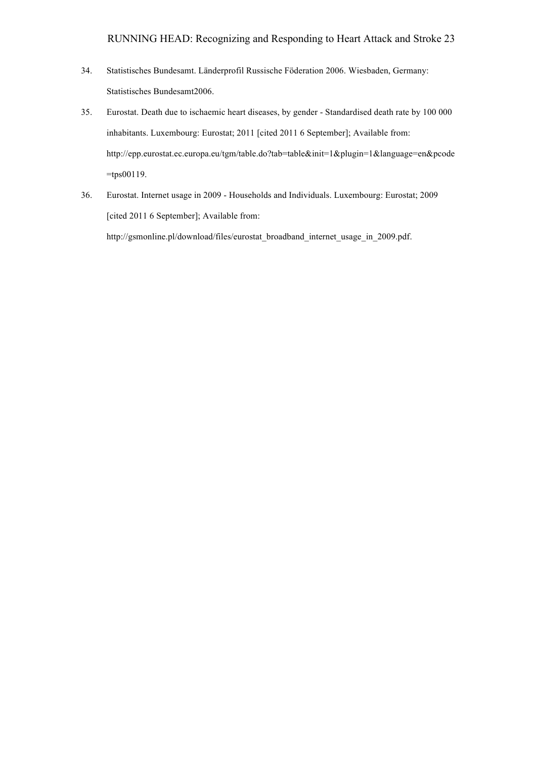34. Statistisches Bundesamt. Länderprofil Russische Föderation 2006. Wiesbaden, Germany: Statistisches Bundesamt2006.
35. Eurostat. Death due to ischaemic heart diseases, by gender - Standardised death rate by 100 000 inhabitants. Luxembourg: Eurostat; 2011 [cited 2011 6 September]; Available from: http://epp.eurostat.ec.europa.eu/tgm/table.do?tab=table&init=1&plugin=1&language=en&pcode=tps00119.
36. Eurostat. Internet usage in 2009 - Households and Individuals. Luxembourg: Eurostat; 2009 [cited 2011 6 September]; Available from: http://gsmonline.pl/download/files/eurostat_broadband_internet_usage_in_2009.pdf.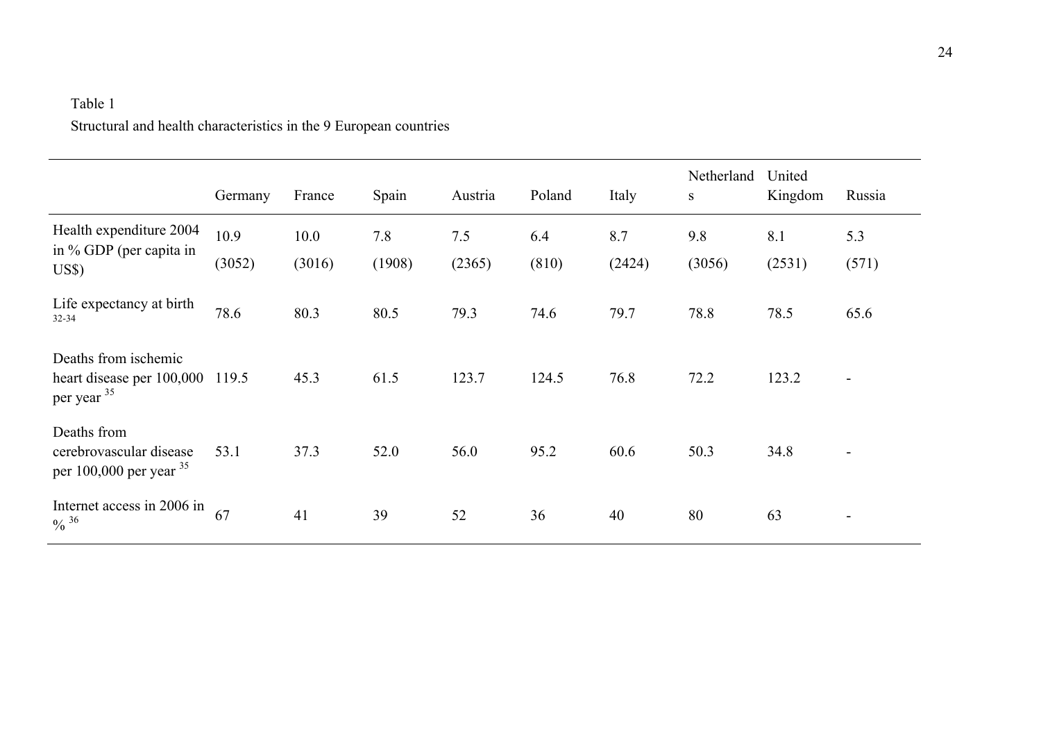Table 1

Structural and health characteristics in the 9 European countries

| | Germany | France | Spain | Austria | Poland | Italy | Netherlands | United Kingdom | Russia |
|---|---|---|---|---|---|---|---|---|---|
| Health expenditure 2004 in % GDP (per capita in US$) | 10.9 (3052) | 10.0 (3016) | 7.8 (1908) | 7.5 (2365) | 6.4 (810) | 8.7 (2424) | 9.8 (3056) | 8.1 (2531) | 5.3 (571) |
| Life expectancy at birth [32-34] | 78.6 | 80.3 | 80.5 | 79.3 | 74.6 | 79.7 | 78.8 | 78.5 | 65.6 |
| Deaths from ischemic heart disease per 100,000 per year [35] | 119.5 | 45.3 | 61.5 | 123.7 | 124.5 | 76.8 | 72.2 | 123.2 | - |
| Deaths from cerebrovascular disease per 100,000 per year [35] | 53.1 | 37.3 | 52.0 | 56.0 | 95.2 | 60.6 | 50.3 | 34.8 | - |
| Internet access in 2006 in % [36] | 67 | 41 | 39 | 52 | 36 | 40 | 80 | 63 | - |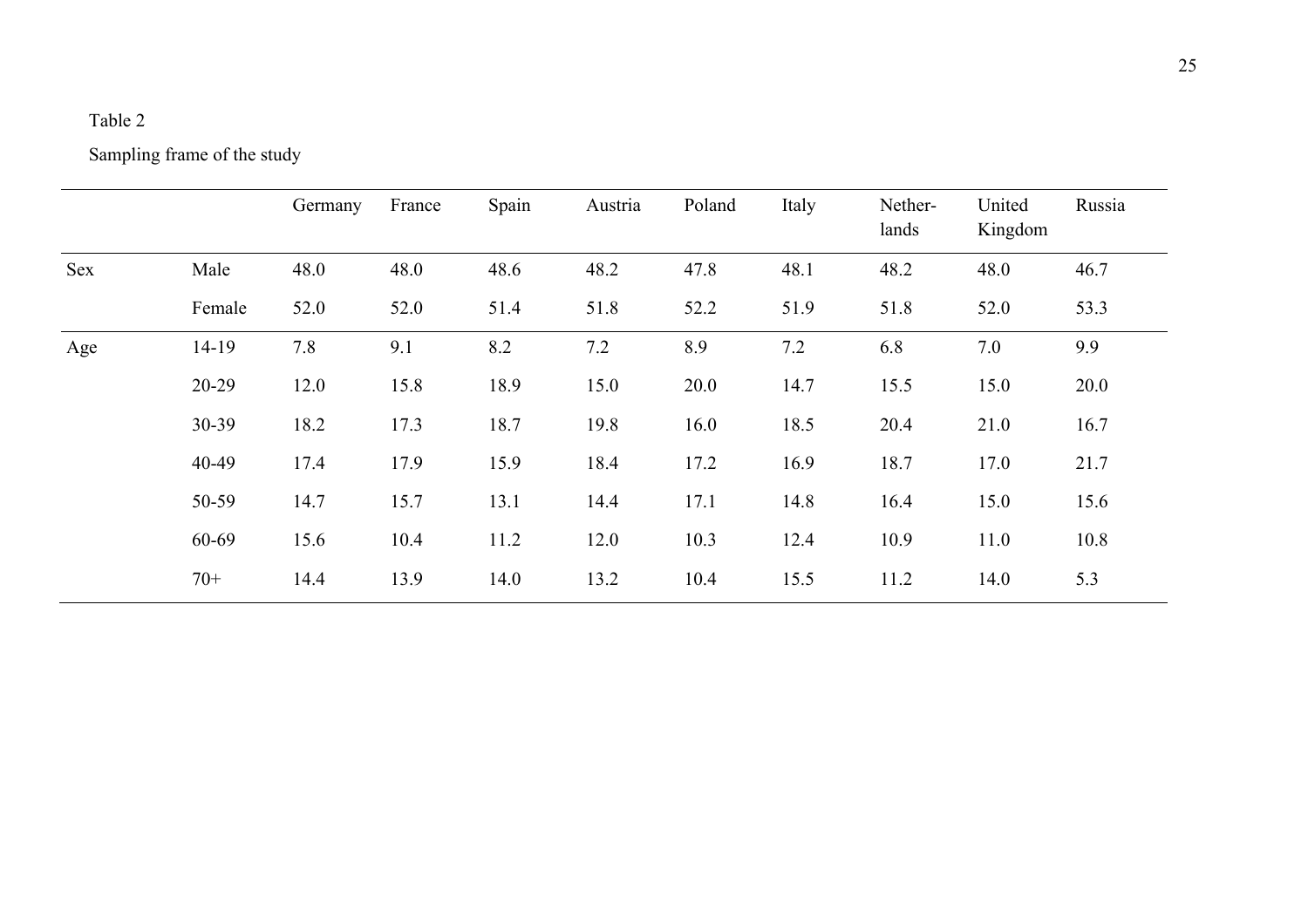Table 2

Sampling frame of the study

| | | Germany | France | Spain | Austria | Poland | Italy | Nether-lands | United Kingdom | Russia |
|---|---|---|---|---|---|---|---|---|---|---|
| Sex | Male | 48.0 | 48.0 | 48.6 | 48.2 | 47.8 | 48.1 | 48.2 | 48.0 | 46.7 |
| | Female | 52.0 | 52.0 | 51.4 | 51.8 | 52.2 | 51.9 | 51.8 | 52.0 | 53.3 |
| Age | 14-19 | 7.8 | 9.1 | 8.2 | 7.2 | 8.9 | 7.2 | 6.8 | 7.0 | 9.9 |
| | 20-29 | 12.0 | 15.8 | 18.9 | 15.0 | 20.0 | 14.7 | 15.5 | 15.0 | 20.0 |
| | 30-39 | 18.2 | 17.3 | 18.7 | 19.8 | 16.0 | 18.5 | 20.4 | 21.0 | 16.7 |
| | 40-49 | 17.4 | 17.9 | 15.9 | 18.4 | 17.2 | 16.9 | 18.7 | 17.0 | 21.7 |
| | 50-59 | 14.7 | 15.7 | 13.1 | 14.4 | 17.1 | 14.8 | 16.4 | 15.0 | 15.6 |
| | 60-69 | 15.6 | 10.4 | 11.2 | 12.0 | 10.3 | 12.4 | 10.9 | 11.0 | 10.8 |
| | 70+ | 14.4 | 13.9 | 14.0 | 13.2 | 10.4 | 15.5 | 11.2 | 14.0 | 5.3 |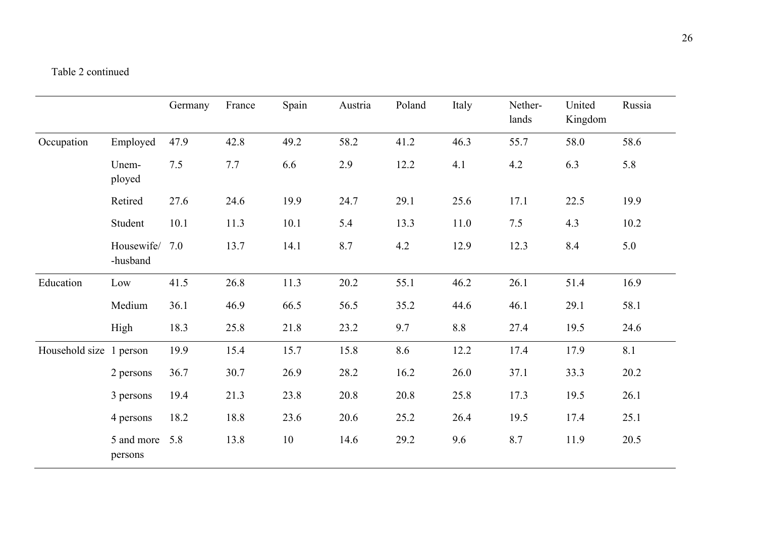Table 2 continued

| | | Germany | France | Spain | Austria | Poland | Italy | Nether-lands | United Kingdom | Russia |
|---|---|---|---|---|---|---|---|---|---|---|
| Occupation | Employed | 47.9 | 42.8 | 49.2 | 58.2 | 41.2 | 46.3 | 55.7 | 58.0 | 58.6 |
| | Unem-ployed | 7.5 | 7.7 | 6.6 | 2.9 | 12.2 | 4.1 | 4.2 | 6.3 | 5.8 |
| | Retired | 27.6 | 24.6 | 19.9 | 24.7 | 29.1 | 25.6 | 17.1 | 22.5 | 19.9 |
| | Student | 10.1 | 11.3 | 10.1 | 5.4 | 13.3 | 11.0 | 7.5 | 4.3 | 10.2 |
| | Housewife/-husband | 7.0 | 13.7 | 14.1 | 8.7 | 4.2 | 12.9 | 12.3 | 8.4 | 5.0 |
| Education | Low | 41.5 | 26.8 | 11.3 | 20.2 | 55.1 | 46.2 | 26.1 | 51.4 | 16.9 |
| | Medium | 36.1 | 46.9 | 66.5 | 56.5 | 35.2 | 44.6 | 46.1 | 29.1 | 58.1 |
| | High | 18.3 | 25.8 | 21.8 | 23.2 | 9.7 | 8.8 | 27.4 | 19.5 | 24.6 |
| Household size | 1 person | 19.9 | 15.4 | 15.7 | 15.8 | 8.6 | 12.2 | 17.4 | 17.9 | 8.1 |
| | 2 persons | 36.7 | 30.7 | 26.9 | 28.2 | 16.2 | 26.0 | 37.1 | 33.3 | 20.2 |
| | 3 persons | 19.4 | 21.3 | 23.8 | 20.8 | 20.8 | 25.8 | 17.3 | 19.5 | 26.1 |
| | 4 persons | 18.2 | 18.8 | 23.6 | 20.6 | 25.2 | 26.4 | 19.5 | 17.4 | 25.1 |
| | 5 and more persons | 5.8 | 13.8 | 10 | 14.6 | 29.2 | 9.6 | 8.7 | 11.9 | 20.5 |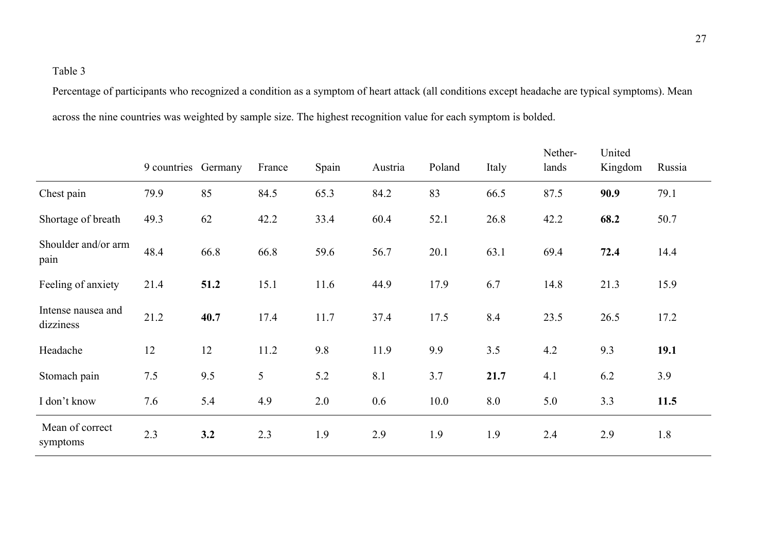Table 3

Percentage of participants who recognized a condition as a symptom of heart attack (all conditions except headache are typical symptoms). Mean across the nine countries was weighted by sample size. The highest recognition value for each symptom is bolded.

| | 9 countries | Germany | France | Spain | Austria | Poland | Italy | Nether-lands | United Kingdom | Russia |
|---|---|---|---|---|---|---|---|---|---|---|
| Chest pain | 79.9 | 85 | 84.5 | 65.3 | 84.2 | 83 | 66.5 | 87.5 | **90.9** | 79.1 |
| Shortage of breath | 49.3 | 62 | 42.2 | 33.4 | 60.4 | 52.1 | 26.8 | 42.2 | **68.2** | 50.7 |
| Shoulder and/or arm pain | 48.4 | 66.8 | 66.8 | 59.6 | 56.7 | 20.1 | 63.1 | 69.4 | **72.4** | 14.4 |
| Feeling of anxiety | 21.4 | **51.2** | 15.1 | 11.6 | 44.9 | 17.9 | 6.7 | 14.8 | 21.3 | 15.9 |
| Intense nausea and dizziness | 21.2 | **40.7** | 17.4 | 11.7 | 37.4 | 17.5 | 8.4 | 23.5 | 26.5 | 17.2 |
| Headache | 12 | 12 | 11.2 | 9.8 | 11.9 | 9.9 | 3.5 | 4.2 | 9.3 | **19.1** |
| Stomach pain | 7.5 | 9.5 | 5 | 5.2 | 8.1 | 3.7 | **21.7** | 4.1 | 6.2 | 3.9 |
| I don't know | 7.6 | 5.4 | 4.9 | 2.0 | 0.6 | 10.0 | 8.0 | 5.0 | 3.3 | **11.5** |
| Mean of correct symptoms | 2.3 | **3.2** | 2.3 | 1.9 | 2.9 | 1.9 | 1.9 | 2.4 | 2.9 | 1.8 |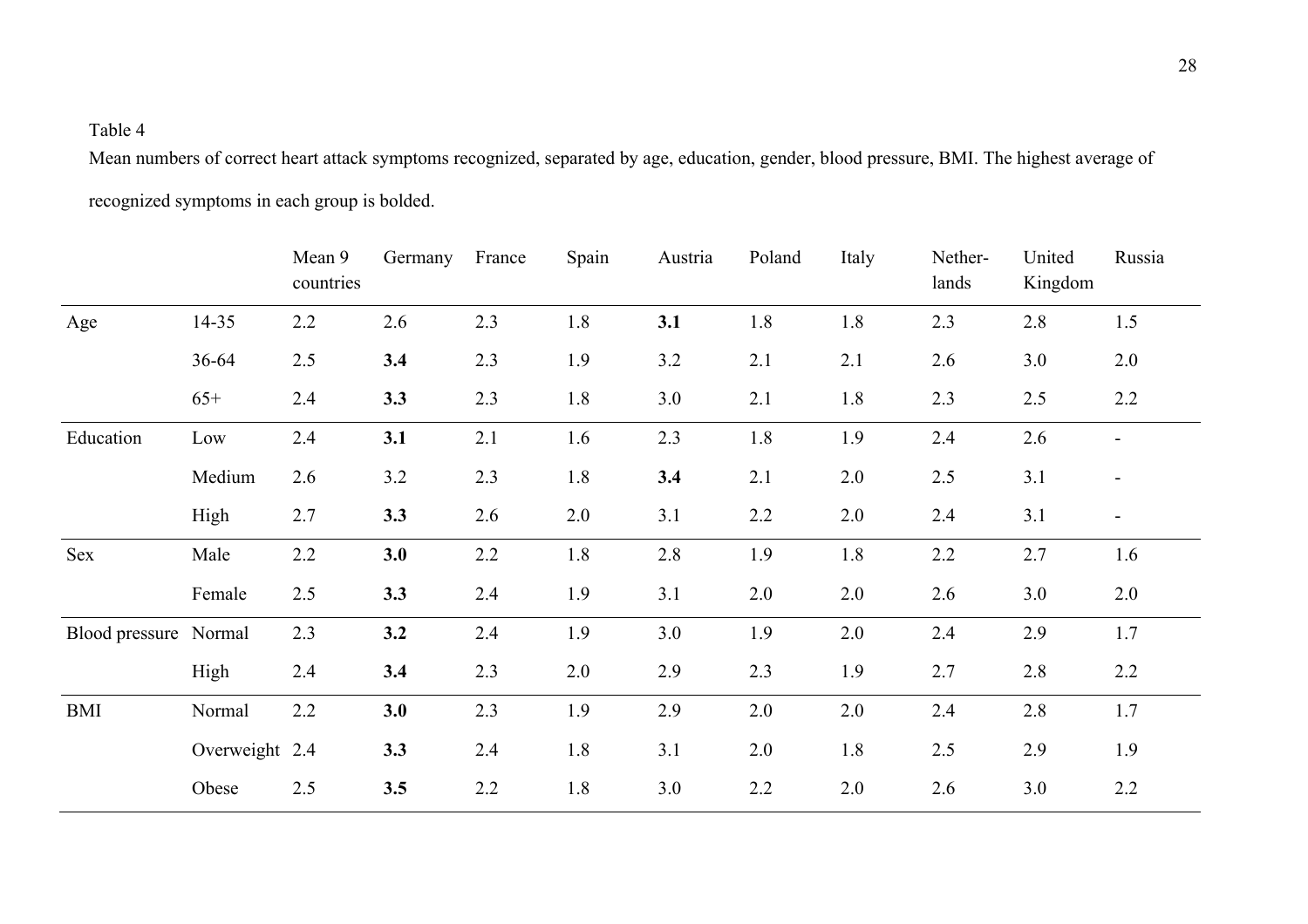Table 4

Mean numbers of correct heart attack symptoms recognized, separated by age, education, gender, blood pressure, BMI. The highest average of recognized symptoms in each group is bolded.

| | | Mean 9 countries | Germany | France | Spain | Austria | Poland | Italy | Nether-lands | United Kingdom | Russia |
|---|---|---|---|---|---|---|---|---|---|---|---|
| Age | 14-35 | 2.2 | 2.6 | 2.3 | 1.8 | **3.1** | 1.8 | 1.8 | 2.3 | 2.8 | 1.5 |
| | 36-64 | 2.5 | **3.4** | 2.3 | 1.9 | 3.2 | 2.1 | 2.1 | 2.6 | 3.0 | 2.0 |
| | 65+ | 2.4 | **3.3** | 2.3 | 1.8 | 3.0 | 2.1 | 1.8 | 2.3 | 2.5 | 2.2 |
| Education | Low | 2.4 | **3.1** | 2.1 | 1.6 | 2.3 | 1.8 | 1.9 | 2.4 | 2.6 | - |
| | Medium | 2.6 | 3.2 | 2.3 | 1.8 | **3.4** | 2.1 | 2.0 | 2.5 | 3.1 | - |
| | High | 2.7 | **3.3** | 2.6 | 2.0 | 3.1 | 2.2 | 2.0 | 2.4 | 3.1 | - |
| Sex | Male | 2.2 | **3.0** | 2.2 | 1.8 | 2.8 | 1.9 | 1.8 | 2.2 | 2.7 | 1.6 |
| | Female | 2.5 | **3.3** | 2.4 | 1.9 | 3.1 | 2.0 | 2.0 | 2.6 | 3.0 | 2.0 |
| Blood pressure | Normal | 2.3 | **3.2** | 2.4 | 1.9 | 3.0 | 1.9 | 2.0 | 2.4 | 2.9 | 1.7 |
| | High | 2.4 | **3.4** | 2.3 | 2.0 | 2.9 | 2.3 | 1.9 | 2.7 | 2.8 | 2.2 |
| BMI | Normal | 2.2 | **3.0** | 2.3 | 1.9 | 2.9 | 2.0 | 2.0 | 2.4 | 2.8 | 1.7 |
| | Overweight | 2.4 | **3.3** | 2.4 | 1.8 | 3.1 | 2.0 | 1.8 | 2.5 | 2.9 | 1.9 |
| | Obese | 2.5 | **3.5** | 2.2 | 1.8 | 3.0 | 2.2 | 2.0 | 2.6 | 3.0 | 2.2 |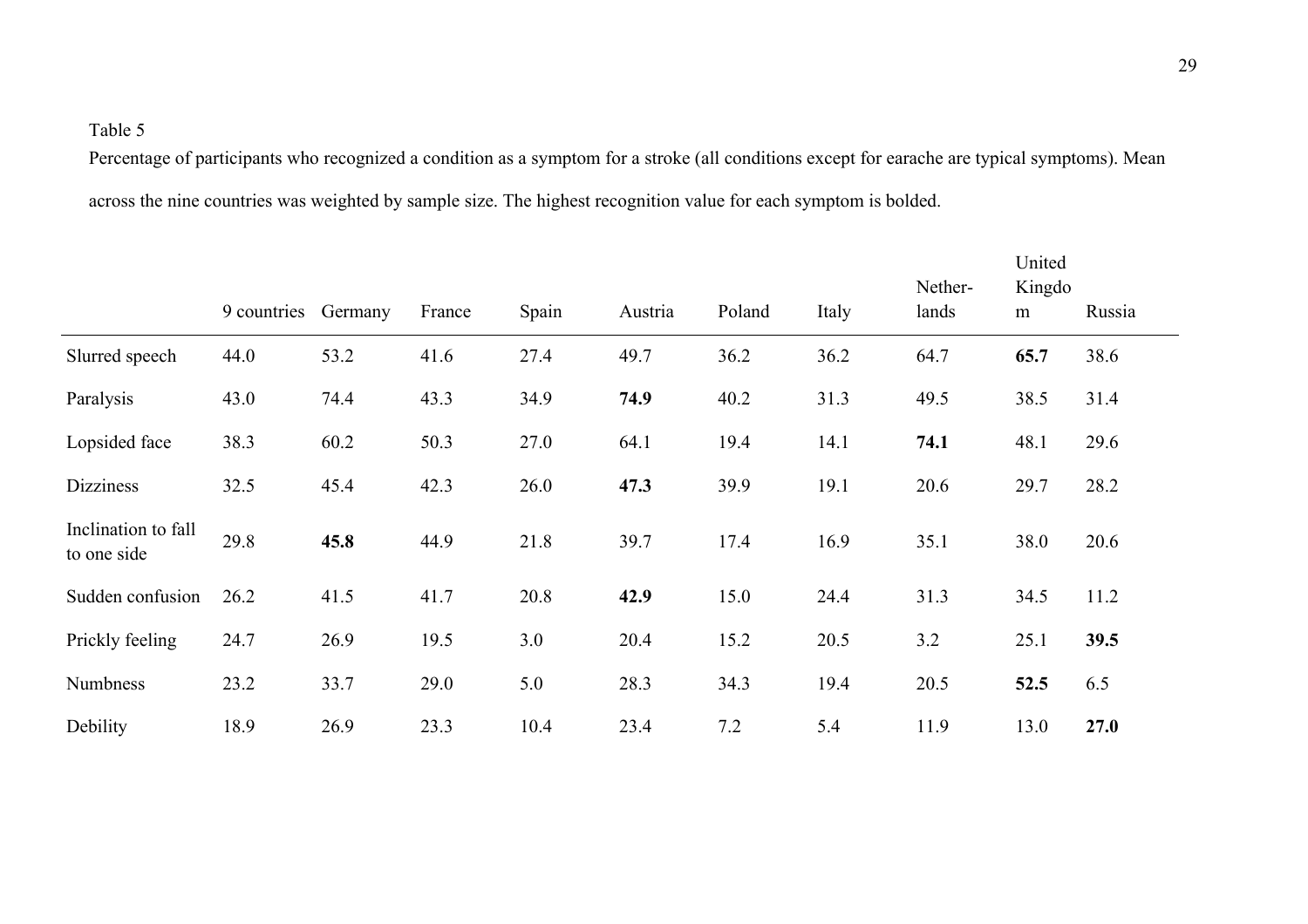Table 5

Percentage of participants who recognized a condition as a symptom for a stroke (all conditions except for earache are typical symptoms). Mean across the nine countries was weighted by sample size. The highest recognition value for each symptom is bolded.

| | 9 countries | Germany | France | Spain | Austria | Poland | Italy | Nether-lands | United Kingdom | Russia |
|---|---|---|---|---|---|---|---|---|---|---|
| Slurred speech | 44.0 | 53.2 | 41.6 | 27.4 | 49.7 | 36.2 | 36.2 | 64.7 | **65.7** | 38.6 |
| Paralysis | 43.0 | 74.4 | 43.3 | 34.9 | **74.9** | 40.2 | 31.3 | 49.5 | 38.5 | 31.4 |
| Lopsided face | 38.3 | 60.2 | 50.3 | 27.0 | 64.1 | 19.4 | 14.1 | **74.1** | 48.1 | 29.6 |
| Dizziness | 32.5 | 45.4 | 42.3 | 26.0 | **47.3** | 39.9 | 19.1 | 20.6 | 29.7 | 28.2 |
| Inclination to fall to one side | 29.8 | **45.8** | 44.9 | 21.8 | 39.7 | 17.4 | 16.9 | 35.1 | 38.0 | 20.6 |
| Sudden confusion | 26.2 | 41.5 | 41.7 | 20.8 | **42.9** | 15.0 | 24.4 | 31.3 | 34.5 | 11.2 |
| Prickly feeling | 24.7 | 26.9 | 19.5 | 3.0 | 20.4 | 15.2 | 20.5 | 3.2 | 25.1 | **39.5** |
| Numbness | 23.2 | 33.7 | 29.0 | 5.0 | 28.3 | 34.3 | 19.4 | 20.5 | **52.5** | 6.5 |
| Debility | 18.9 | 26.9 | 23.3 | 10.4 | 23.4 | 7.2 | 5.4 | 11.9 | 13.0 | **27.0** |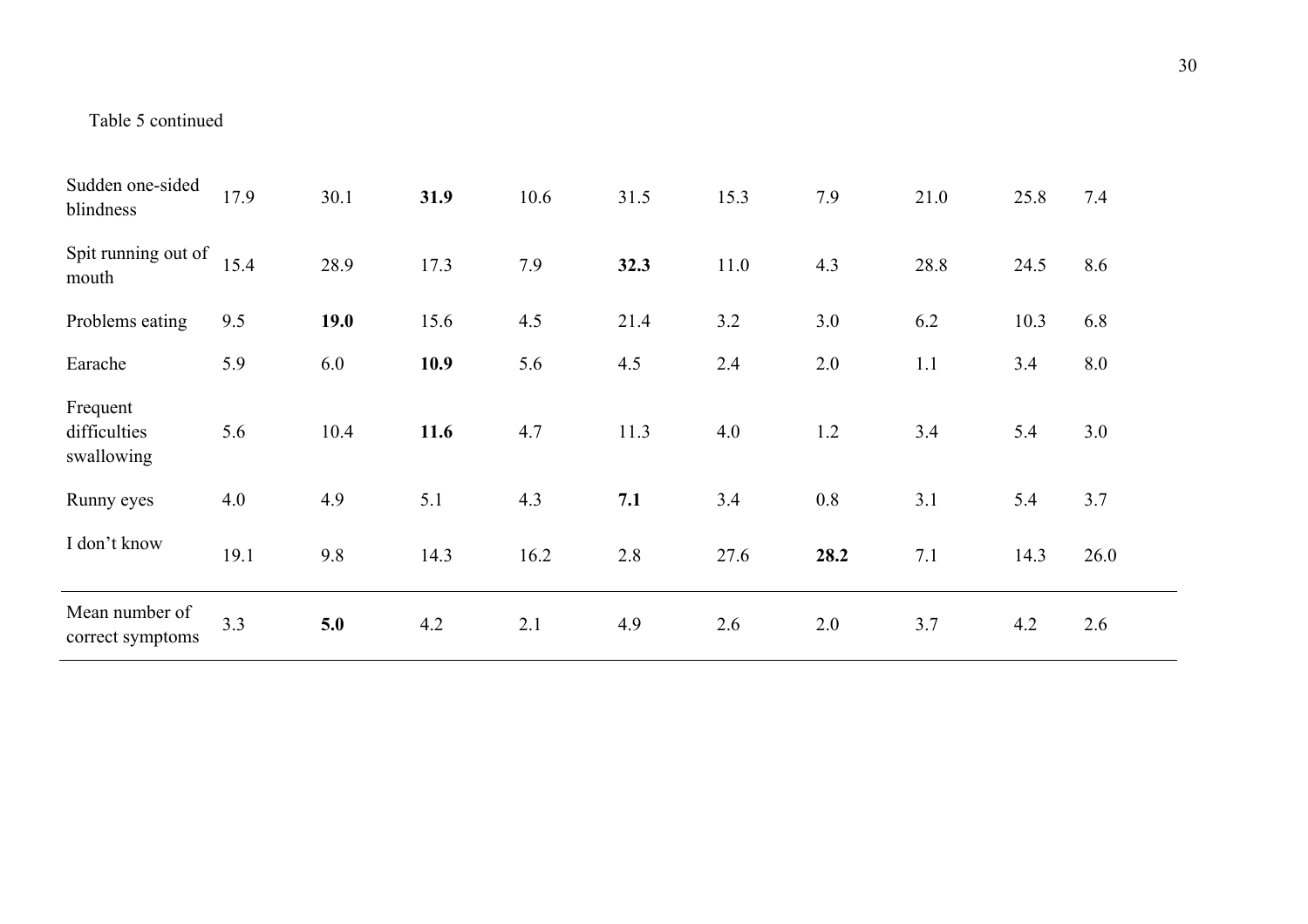Table 5 continued

| | | | | | | | | | | |
|---|---|---|---|---|---|---|---|---|---|---|
| Sudden one-sided blindness | 17.9 | 30.1 | **31.9** | 10.6 | 31.5 | 15.3 | 7.9 | 21.0 | 25.8 | 7.4 |
| Spit running out of mouth | 15.4 | 28.9 | 17.3 | 7.9 | **32.3** | 11.0 | 4.3 | 28.8 | 24.5 | 8.6 |
| Problems eating | 9.5 | **19.0** | 15.6 | 4.5 | 21.4 | 3.2 | 3.0 | 6.2 | 10.3 | 6.8 |
| Earache | 5.9 | 6.0 | **10.9** | 5.6 | 4.5 | 2.4 | 2.0 | 1.1 | 3.4 | 8.0 |
| Frequent difficulties swallowing | 5.6 | 10.4 | **11.6** | 4.7 | 11.3 | 4.0 | 1.2 | 3.4 | 5.4 | 3.0 |
| Runny eyes | 4.0 | 4.9 | 5.1 | 4.3 | **7.1** | 3.4 | 0.8 | 3.1 | 5.4 | 3.7 |
| I don't know | 19.1 | 9.8 | 14.3 | 16.2 | 2.8 | 27.6 | **28.2** | 7.1 | 14.3 | 26.0 |
| Mean number of correct symptoms | 3.3 | **5.0** | 4.2 | 2.1 | 4.9 | 2.6 | 2.0 | 3.7 | 4.2 | 2.6 |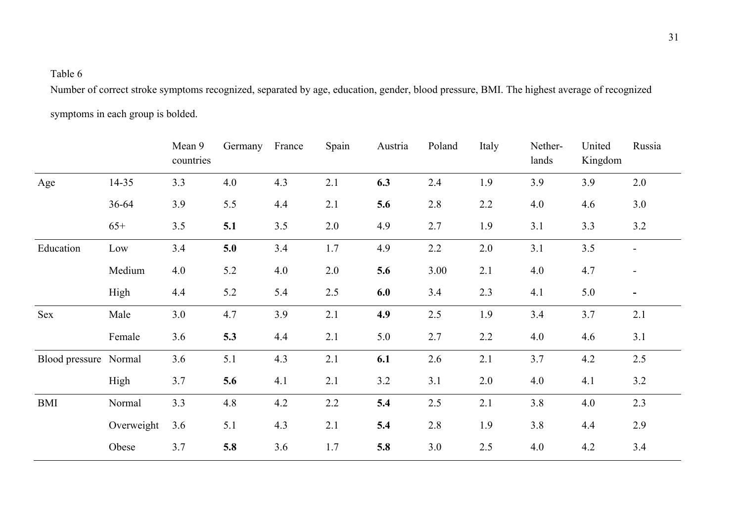Table 6

Number of correct stroke symptoms recognized, separated by age, education, gender, blood pressure, BMI. The highest average of recognized symptoms in each group is bolded.

| | | Mean 9 countries | Germany | France | Spain | Austria | Poland | Italy | Nether-lands | United Kingdom | Russia |
|---|---|---|---|---|---|---|---|---|---|---|---|
| Age | 14-35 | 3.3 | 4.0 | 4.3 | 2.1 | **6.3** | 2.4 | 1.9 | 3.9 | 3.9 | 2.0 |
| | 36-64 | 3.9 | 5.5 | 4.4 | 2.1 | **5.6** | 2.8 | 2.2 | 4.0 | 4.6 | 3.0 |
| | 65+ | 3.5 | **5.1** | 3.5 | 2.0 | 4.9 | 2.7 | 1.9 | 3.1 | 3.3 | 3.2 |
| Education | Low | 3.4 | **5.0** | 3.4 | 1.7 | 4.9 | 2.2 | 2.0 | 3.1 | 3.5 | - |
| | Medium | 4.0 | 5.2 | 4.0 | 2.0 | **5.6** | 3.00 | 2.1 | 4.0 | 4.7 | - |
| | High | 4.4 | 5.2 | 5.4 | 2.5 | **6.0** | 3.4 | 2.3 | 4.1 | 5.0 | **-** |
| Sex | Male | 3.0 | 4.7 | 3.9 | 2.1 | **4.9** | 2.5 | 1.9 | 3.4 | 3.7 | 2.1 |
| | Female | 3.6 | **5.3** | 4.4 | 2.1 | 5.0 | 2.7 | 2.2 | 4.0 | 4.6 | 3.1 |
| Blood pressure | Normal | 3.6 | 5.1 | 4.3 | 2.1 | **6.1** | 2.6 | 2.1 | 3.7 | 4.2 | 2.5 |
| | High | 3.7 | **5.6** | 4.1 | 2.1 | 3.2 | 3.1 | 2.0 | 4.0 | 4.1 | 3.2 |
| BMI | Normal | 3.3 | 4.8 | 4.2 | 2.2 | **5.4** | 2.5 | 2.1 | 3.8 | 4.0 | 2.3 |
| | Overweight | 3.6 | 5.1 | 4.3 | 2.1 | **5.4** | 2.8 | 1.9 | 3.8 | 4.4 | 2.9 |
| | Obese | 3.7 | **5.8** | 3.6 | 1.7 | **5.8** | 3.0 | 2.5 | 4.0 | 4.2 | 3.4 |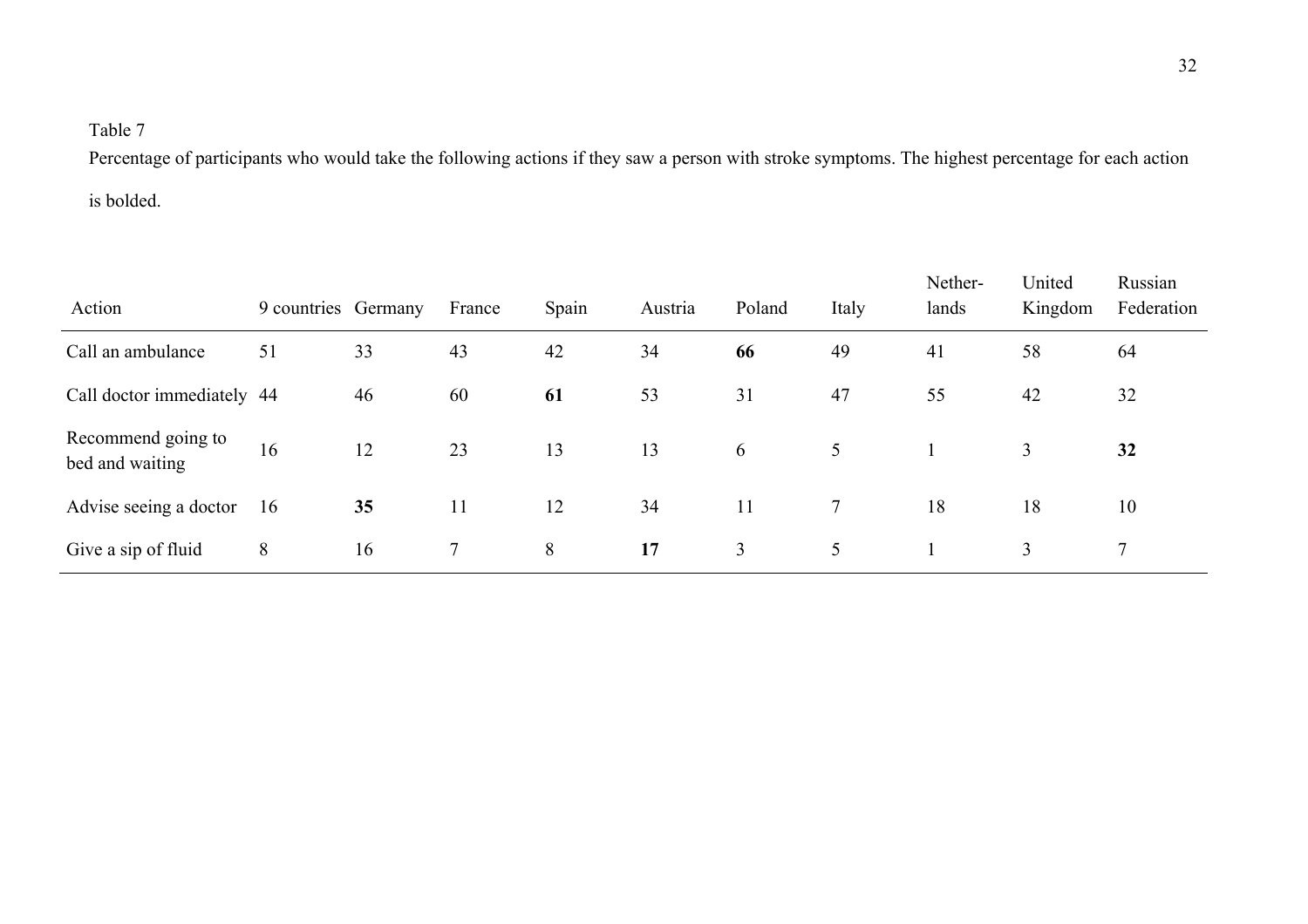Table 7

Percentage of participants who would take the following actions if they saw a person with stroke symptoms. The highest percentage for each action is bolded.

| Action | 9 countries | Germany | France | Spain | Austria | Poland | Italy | Nether-lands | United Kingdom | Russian Federation |
|---|---|---|---|---|---|---|---|---|---|---|
| Call an ambulance | 51 | 33 | 43 | 42 | 34 | **66** | 49 | 41 | 58 | 64 |
| Call doctor immediately | 44 | 46 | 60 | **61** | 53 | 31 | 47 | 55 | 42 | 32 |
| Recommend going to bed and waiting | 16 | 12 | 23 | 13 | 13 | 6 | 5 | 1 | 3 | **32** |
| Advise seeing a doctor | 16 | **35** | 11 | 12 | 34 | 11 | 7 | 18 | 18 | 10 |
| Give a sip of fluid | 8 | 16 | 7 | 8 | **17** | 3 | 5 | 1 | 3 | 7 |